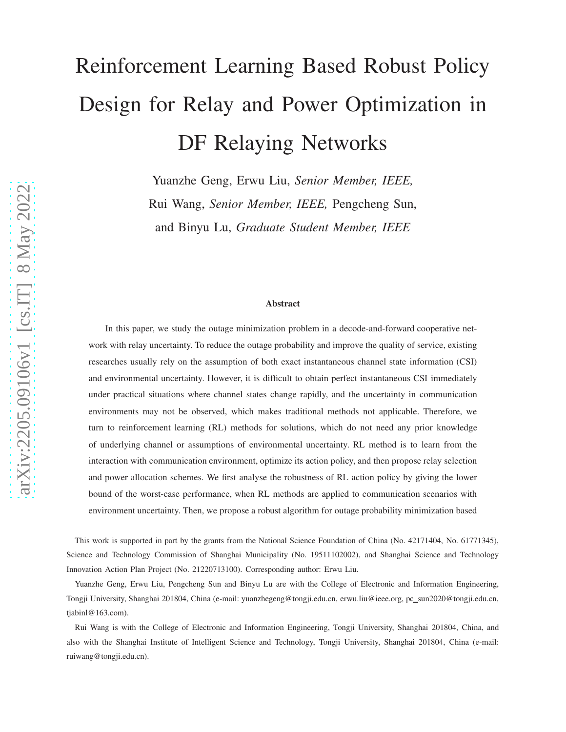# Reinforcement Learning Based Robust Policy Design for Relay and Power Optimization in DF Relaying Networks

Yuanzhe Geng, Erwu Liu, *Senior Member, IEEE,* Rui Wang, *Senior Member, IEEE,* Pengcheng Sun, and Binyu Lu, *Graduate Student Member, IEEE*

## Abstract

In this paper, we study the outage minimization problem in a decode-and-forward cooperative network with relay uncertainty. To reduce the outage probability and improve the quality of service, existing researches usually rely on the assumption of both exact instantaneous channel state information (CSI) and environmental uncertainty. However, it is difficult to obtain perfect instantaneous CSI immediately under practical situations where channel states change rapidly, and the uncertainty in communication environments may not be observed, which makes traditional methods not applicable. Therefore, we turn to reinforcement learning (RL) methods for solutions, which do not need any prior knowledge of underlying channel or assumptions of environmental uncertainty. RL method is to learn from the interaction with communication environment, optimize its action policy, and then propose relay selection and power allocation schemes. We first analyse the robustness of RL action policy by giving the lower bound of the worst-case performance, when RL methods are applied to communication scenarios with environment uncertainty. Then, we propose a robust algorithm for outage probability minimization based

This work is supported in part by the grants from the National Science Foundation of China (No. 42171404, No. 61771345), Science and Technology Commission of Shanghai Municipality (No. 19511102002), and Shanghai Science and Technology Innovation Action Plan Project (No. 21220713100). Corresponding author: Erwu Liu.

Yuanzhe Geng, Erwu Liu, Pengcheng Sun and Binyu Lu are with the College of Electronic and Information Engineering, Tongji University, Shanghai 201804, China (e-mail: yuanzhegeng@tongji.edu.cn, erwu.liu@ieee.org, pc_sun2020@tongji.edu.cn, tjabinl@163.com).

Rui Wang is with the College of Electronic and Information Engineering, Tongji University, Shanghai 201804, China, and also with the Shanghai Institute of Intelligent Science and Technology, Tongji University, Shanghai 201804, China (e-mail: ruiwang@tongji.edu.cn).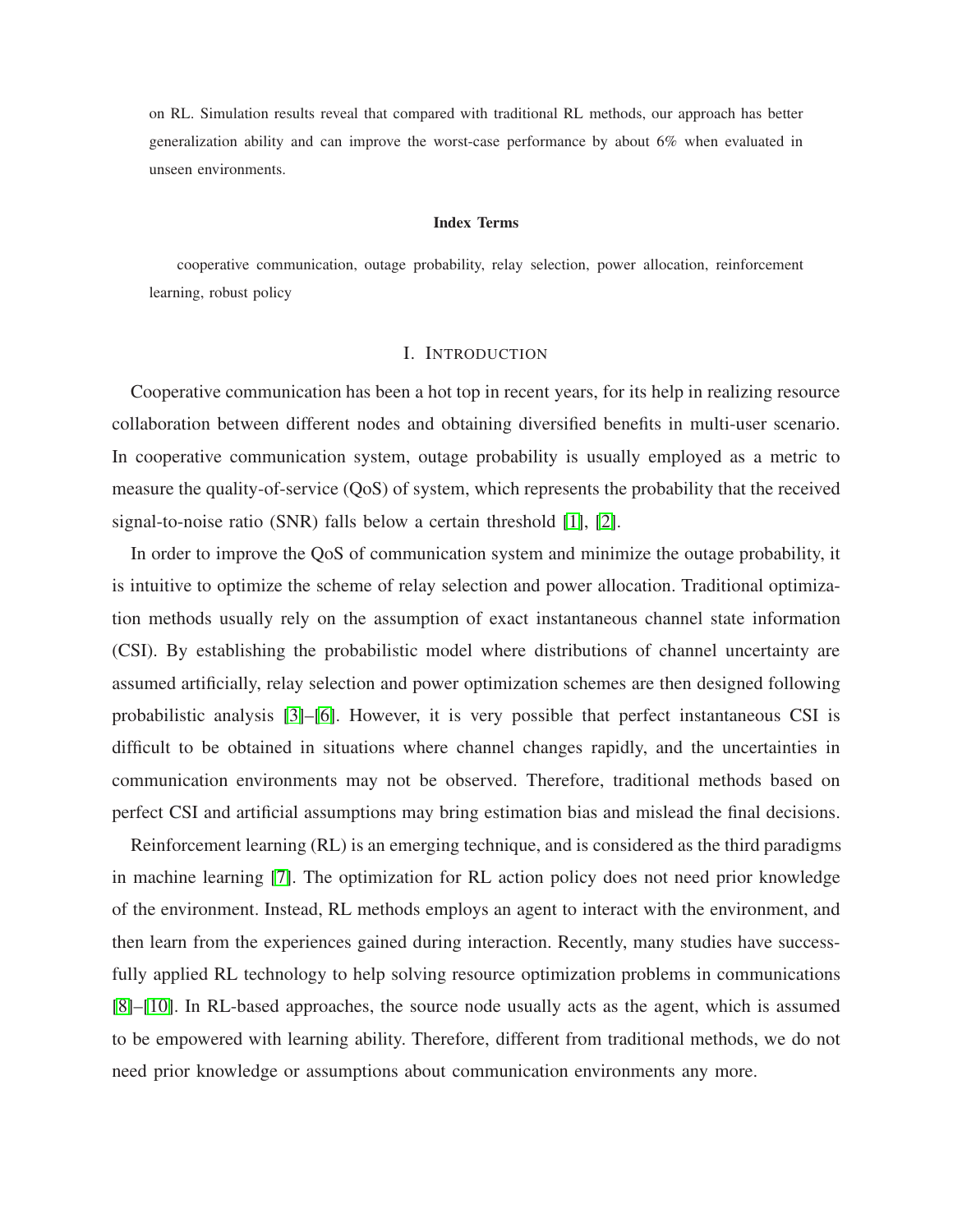on RL. Simulation results reveal that compared with traditional RL methods, our approach has better generalization ability and can improve the worst-case performance by about 6% when evaluated in unseen environments.

**Index Terms**

cooperative communication, outage probability, relay selection, power allocation, reinforcement learning, robust policy

## I. Introduction

Cooperative communication has been a hot top in recent years, for its help in realizing resource collaboration between different nodes and obtaining diversified benefits in multi-user scenario. In cooperative communication system, outage probability is usually employed as a metric to measure the quality-of-service (QoS) of system, which represents the probability that the received signal-to-noise ratio (SNR) falls below a certain threshold [1], [2].

In order to improve the QoS of communication system and minimize the outage probability, it is intuitive to optimize the scheme of relay selection and power allocation. Traditional optimization methods usually rely on the assumption of exact instantaneous channel state information (CSI). By establishing the probabilistic model where distributions of channel uncertainty are assumed artificially, relay selection and power optimization schemes are then designed following probabilistic analysis [3]–[6]. However, it is very possible that perfect instantaneous CSI is difficult to be obtained in situations where channel changes rapidly, and the uncertainties in communication environments may not be observed. Therefore, traditional methods based on perfect CSI and artificial assumptions may bring estimation bias and mislead the final decisions.

Reinforcement learning (RL) is an emerging technique, and is considered as the third paradigms in machine learning [7]. The optimization for RL action policy does not need prior knowledge of the environment. Instead, RL methods employs an agent to interact with the environment, and then learn from the experiences gained during interaction. Recently, many studies have successfully applied RL technology to help solving resource optimization problems in communications [8]–[10]. In RL-based approaches, the source node usually acts as the agent, which is assumed to be empowered with learning ability. Therefore, different from traditional methods, we do not need prior knowledge or assumptions about communication environments any more.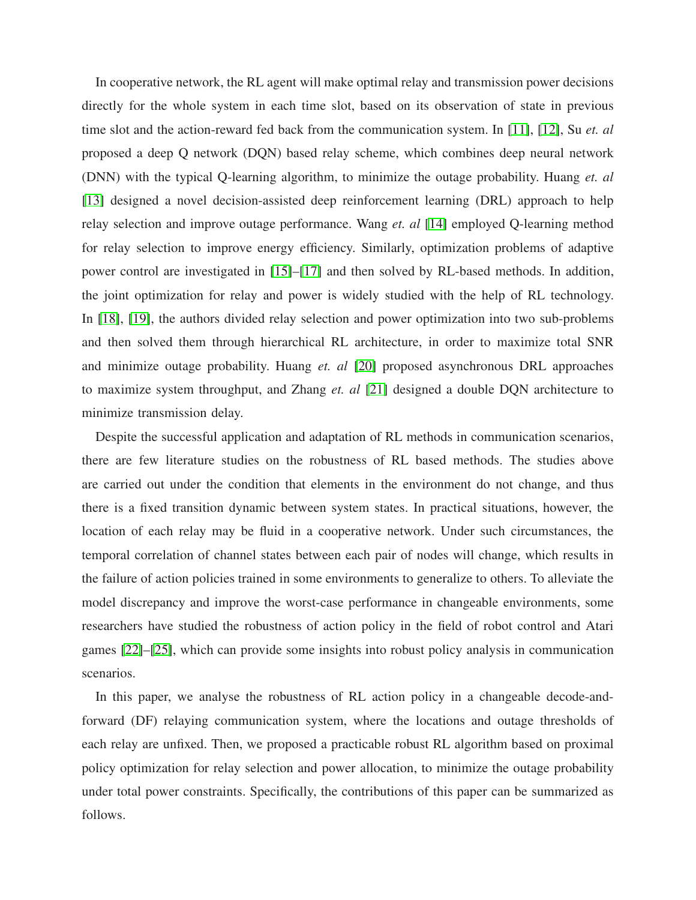In cooperative network, the RL agent will make optimal relay and transmission power decisions directly for the whole system in each time slot, based on its observation of state in previous time slot and the action-reward fed back from the communication system. In [11], [12], Su *et. al* proposed a deep Q network (DQN) based relay scheme, which combines deep neural network (DNN) with the typical Q-learning algorithm, to minimize the outage probability. Huang *et. al* [13] designed a novel decision-assisted deep reinforcement learning (DRL) approach to help relay selection and improve outage performance. Wang *et. al* [14] employed Q-learning method for relay selection to improve energy efficiency. Similarly, optimization problems of adaptive power control are investigated in [15]–[17] and then solved by RL-based methods. In addition, the joint optimization for relay and power is widely studied with the help of RL technology. In [18], [19], the authors divided relay selection and power optimization into two sub-problems and then solved them through hierarchical RL architecture, in order to maximize total SNR and minimize outage probability. Huang *et. al* [20] proposed asynchronous DRL approaches to maximize system throughput, and Zhang *et. al* [21] designed a double DQN architecture to minimize transmission delay.

Despite the successful application and adaptation of RL methods in communication scenarios, there are few literature studies on the robustness of RL based methods. The studies above are carried out under the condition that elements in the environment do not change, and thus there is a fixed transition dynamic between system states. In practical situations, however, the location of each relay may be fluid in a cooperative network. Under such circumstances, the temporal correlation of channel states between each pair of nodes will change, which results in the failure of action policies trained in some environments to generalize to others. To alleviate the model discrepancy and improve the worst-case performance in changeable environments, some researchers have studied the robustness of action policy in the field of robot control and Atari games [22]–[25], which can provide some insights into robust policy analysis in communication scenarios.

In this paper, we analyse the robustness of RL action policy in a changeable decode-and-forward (DF) relaying communication system, where the locations and outage thresholds of each relay are unfixed. Then, we proposed a practicable robust RL algorithm based on proximal policy optimization for relay selection and power allocation, to minimize the outage probability under total power constraints. Specifically, the contributions of this paper can be summarized as follows.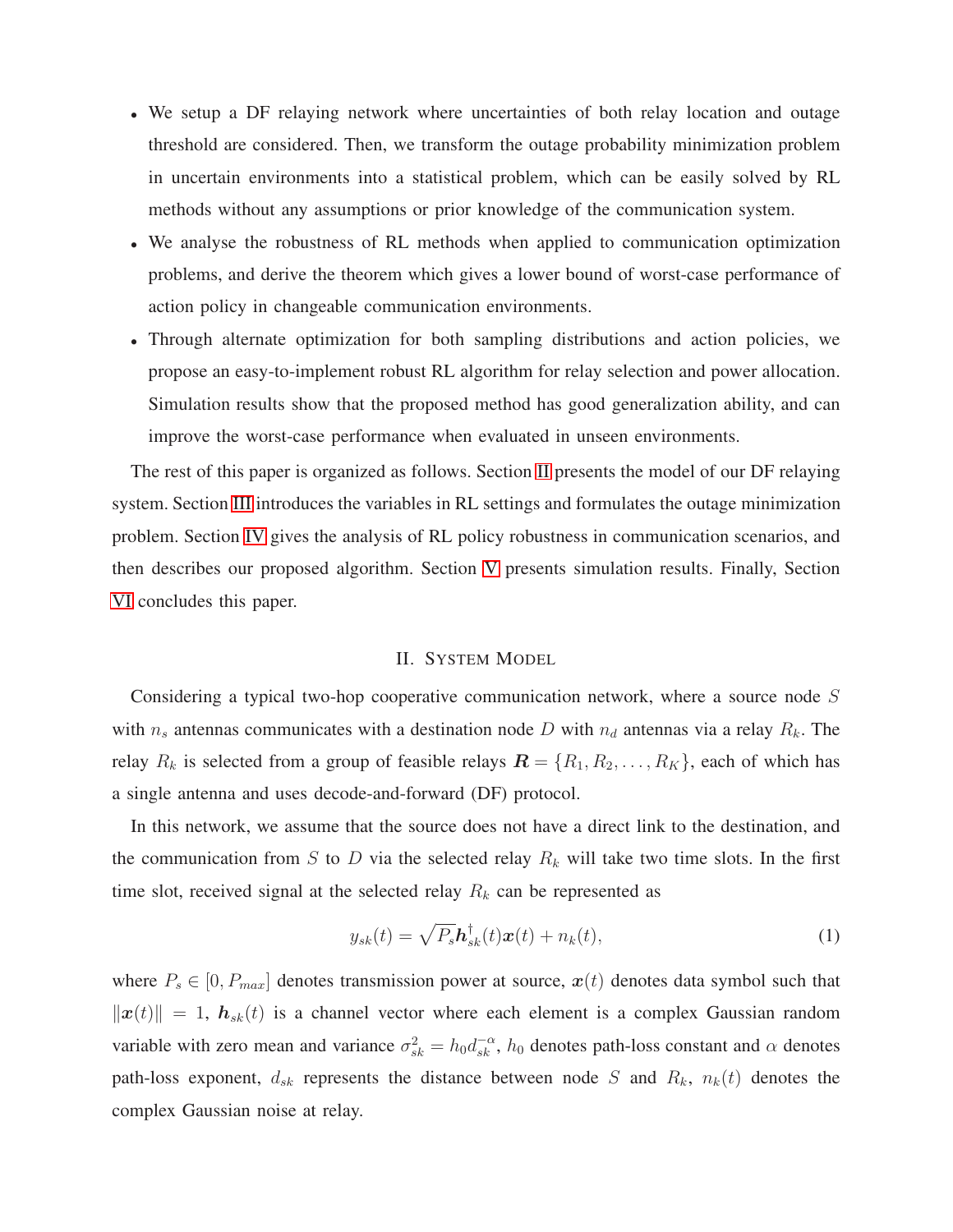- We setup a DF relaying network where uncertainties of both relay location and outage threshold are considered. Then, we transform the outage probability minimization problem in uncertain environments into a statistical problem, which can be easily solved by RL methods without any assumptions or prior knowledge of the communication system.
- We analyse the robustness of RL methods when applied to communication optimization problems, and derive the theorem which gives a lower bound of worst-case performance of action policy in changeable communication environments.
- Through alternate optimization for both sampling distributions and action policies, we propose an easy-to-implement robust RL algorithm for relay selection and power allocation. Simulation results show that the proposed method has good generalization ability, and can improve the worst-case performance when evaluated in unseen environments.

The rest of this paper is organized as follows. Section II presents the model of our DF relaying system. Section III introduces the variables in RL settings and formulates the outage minimization problem. Section IV gives the analysis of RL policy robustness in communication scenarios, and then describes our proposed algorithm. Section V presents simulation results. Finally, Section VI concludes this paper.

## II. System Model

Considering a typical two-hop cooperative communication network, where a source node $S$ with $n_s$ antennas communicates with a destination node $D$ with $n_d$ antennas via a relay $R_k$. The relay $R_k$ is selected from a group of feasible relays $\boldsymbol{R} = \{R_1, R_2, \dots, R_K\}$, each of which has a single antenna and uses decode-and-forward (DF) protocol.

In this network, we assume that the source does not have a direct link to the destination, and the communication from $S$ to $D$ via the selected relay $R_k$ will take two time slots. In the first time slot, received signal at the selected relay $R_k$ can be represented as

$$y_{sk}(t) = \sqrt{P_s}\boldsymbol{h}_{sk}^{\dagger}(t)\boldsymbol{x}(t) + n_k(t), \tag{1}$$

where $P_s \in [0, P_{max}]$ denotes transmission power at source, $\boldsymbol{x}(t)$ denotes data symbol such that $\|\boldsymbol{x}(t)\| = 1$, $\boldsymbol{h}_{sk}(t)$ is a channel vector where each element is a complex Gaussian random variable with zero mean and variance $\sigma_{sk}^2 = h_0 d_{sk}^{-\alpha}$, $h_0$ denotes path-loss constant and $\alpha$ denotes path-loss exponent, $d_{sk}$ represents the distance between node $S$ and $R_k$, $n_k(t)$ denotes the complex Gaussian noise at relay.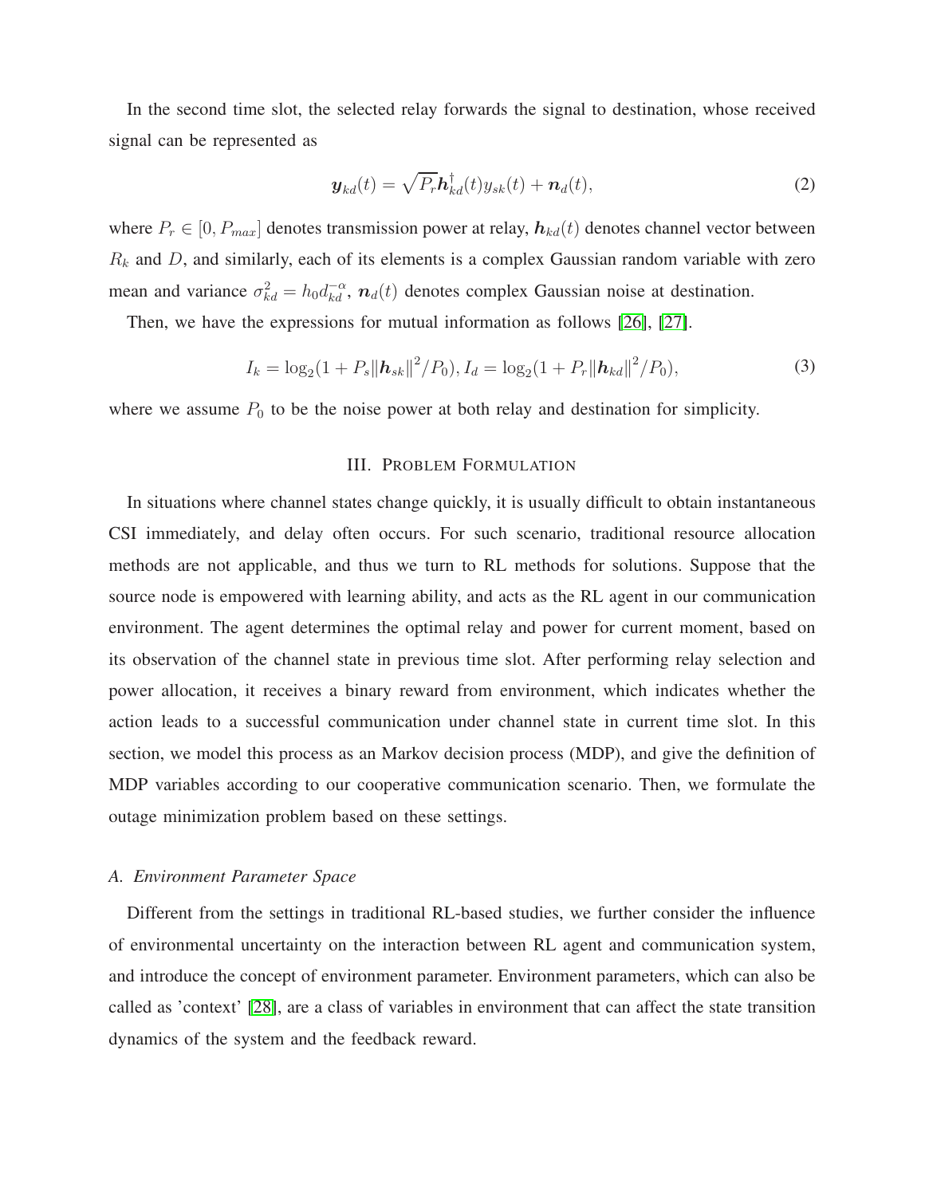In the second time slot, the selected relay forwards the signal to destination, whose received signal can be represented as

$$\boldsymbol{y}_{kd}(t) = \sqrt{P_r}\boldsymbol{h}_{kd}^{\dagger}(t)y_{sk}(t) + \boldsymbol{n}_d(t), \tag{2}$$

where $P_r \in [0, P_{max}]$ denotes transmission power at relay, $\boldsymbol{h}_{kd}(t)$ denotes channel vector between $R_k$ and $D$, and similarly, each of its elements is a complex Gaussian random variable with zero mean and variance $\sigma_{kd}^2 = h_0 d_{kd}^{-\alpha}$, $\boldsymbol{n}_d(t)$ denotes complex Gaussian noise at destination.

Then, we have the expressions for mutual information as follows [26], [27].

$$I_k = \log_2(1 + P_s\|\boldsymbol{h}_{sk}\|^2/P_0), I_d = \log_2(1 + P_r\|\boldsymbol{h}_{kd}\|^2/P_0), \tag{3}$$

where we assume $P_0$ to be the noise power at both relay and destination for simplicity.

## III. Problem Formulation

In situations where channel states change quickly, it is usually difficult to obtain instantaneous CSI immediately, and delay often occurs. For such scenario, traditional resource allocation methods are not applicable, and thus we turn to RL methods for solutions. Suppose that the source node is empowered with learning ability, and acts as the RL agent in our communication environment. The agent determines the optimal relay and power for current moment, based on its observation of the channel state in previous time slot. After performing relay selection and power allocation, it receives a binary reward from environment, which indicates whether the action leads to a successful communication under channel state in current time slot. In this section, we model this process as an Markov decision process (MDP), and give the definition of MDP variables according to our cooperative communication scenario. Then, we formulate the outage minimization problem based on these settings.

### A. Environment Parameter Space

Different from the settings in traditional RL-based studies, we further consider the influence of environmental uncertainty on the interaction between RL agent and communication system, and introduce the concept of environment parameter. Environment parameters, which can also be called as 'context' [28], are a class of variables in environment that can affect the state transition dynamics of the system and the feedback reward.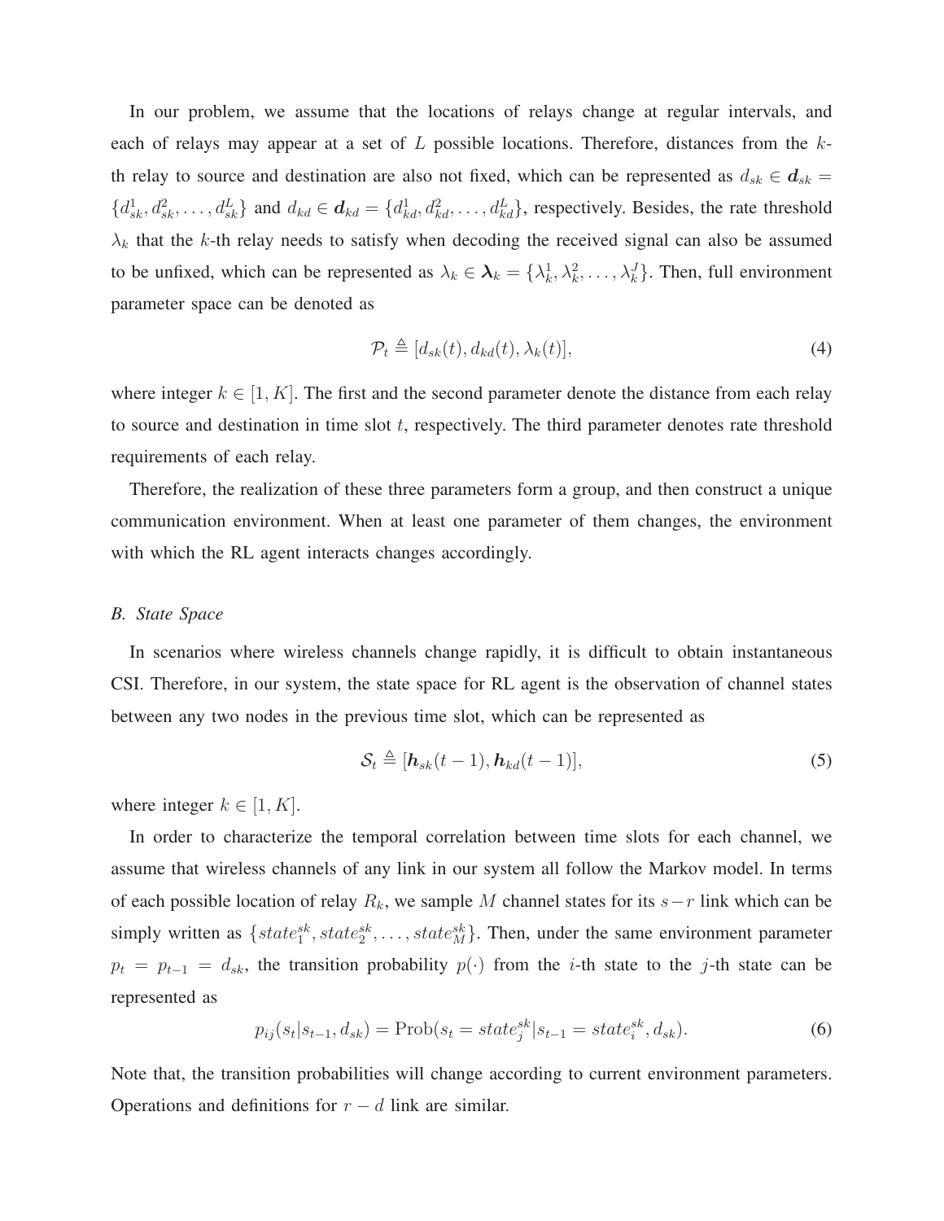In our problem, we assume that the locations of relays change at regular intervals, and each of relays may appear at a set of $L$ possible locations. Therefore, distances from the $k$-th relay to source and destination are also not fixed, which can be represented as $d_{sk} \in \boldsymbol{d}_{sk} = \{d_{sk}^1, d_{sk}^2, \ldots, d_{sk}^L\}$ and $d_{kd} \in \boldsymbol{d}_{kd} = \{d_{kd}^1, d_{kd}^2, \ldots, d_{kd}^L\}$, respectively. Besides, the rate threshold $\lambda_k$ that the $k$-th relay needs to satisfy when decoding the received signal can also be assumed to be unfixed, which can be represented as $\lambda_k \in \boldsymbol{\lambda}_k = \{\lambda_k^1, \lambda_k^2, \ldots, \lambda_k^J\}$. Then, full environment parameter space can be denoted as

$$\mathcal{P}_t \triangleq [d_{sk}(t), d_{kd}(t), \lambda_k(t)], \tag{4}$$

where integer $k \in [1, K]$. The first and the second parameter denote the distance from each relay to source and destination in time slot $t$, respectively. The third parameter denotes rate threshold requirements of each relay.

Therefore, the realization of these three parameters form a group, and then construct a unique communication environment. When at least one parameter of them changes, the environment with which the RL agent interacts changes accordingly.

### *B. State Space*

In scenarios where wireless channels change rapidly, it is difficult to obtain instantaneous CSI. Therefore, in our system, the state space for RL agent is the observation of channel states between any two nodes in the previous time slot, which can be represented as

$$\mathcal{S}_t \triangleq [\boldsymbol{h}_{sk}(t-1), \boldsymbol{h}_{kd}(t-1)], \tag{5}$$

where integer $k \in [1, K]$.

In order to characterize the temporal correlation between time slots for each channel, we assume that wireless channels of any link in our system all follow the Markov model. In terms of each possible location of relay $R_k$, we sample $M$ channel states for its $s-r$ link which can be simply written as $\{state_1^{sk}, state_2^{sk}, \ldots, state_M^{sk}\}$. Then, under the same environment parameter $p_t = p_{t-1} = d_{sk}$, the transition probability $p(\cdot)$ from the $i$-th state to the $j$-th state can be represented as

$$p_{ij}(s_t|s_{t-1}, d_{sk}) = \text{Prob}(s_t = state_j^{sk}|s_{t-1} = state_i^{sk}, d_{sk}). \tag{6}$$

Note that, the transition probabilities will change according to current environment parameters. Operations and definitions for $r-d$ link are similar.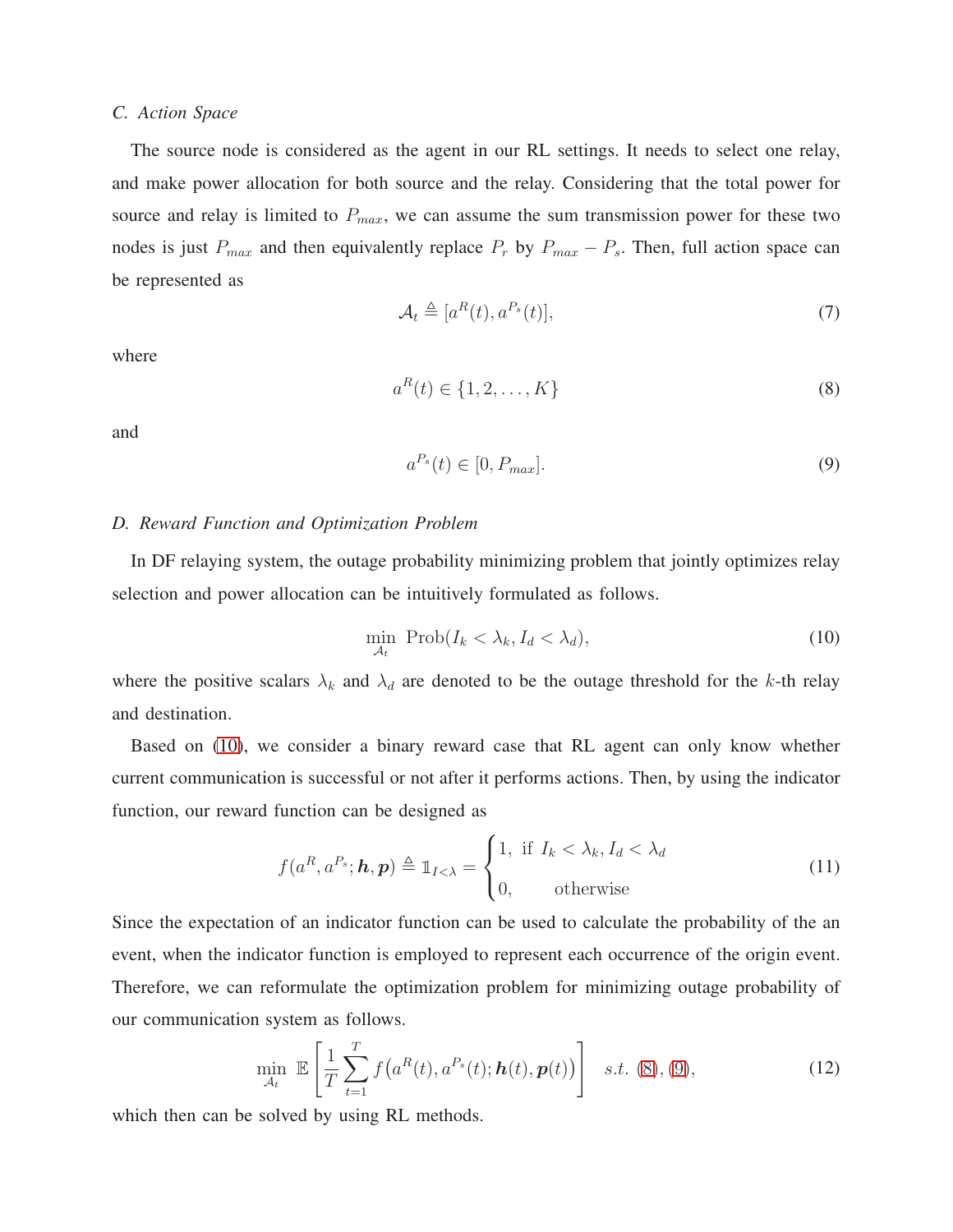### C. Action Space

The source node is considered as the agent in our RL settings. It needs to select one relay, and make power allocation for both source and the relay. Considering that the total power for source and relay is limited to $P_{max}$, we can assume the sum transmission power for these two nodes is just $P_{max}$ and then equivalently replace $P_r$ by $P_{max} - P_s$. Then, full action space can be represented as

$$\mathcal{A}_t \triangleq [a^R(t), a^{P_s}(t)], \tag{7}$$

where

$$a^R(t) \in \{1, 2, \ldots, K\} \tag{8}$$

and

$$a^{P_s}(t) \in [0, P_{max}]. \tag{9}$$

### D. Reward Function and Optimization Problem

In DF relaying system, the outage probability minimizing problem that jointly optimizes relay selection and power allocation can be intuitively formulated as follows.

$$\min_{\mathcal{A}_t} \ \text{Prob}(I_k < \lambda_k, I_d < \lambda_d), \tag{10}$$

where the positive scalars $\lambda_k$ and $\lambda_d$ are denoted to be the outage threshold for the $k$-th relay and destination.

Based on (10), we consider a binary reward case that RL agent can only know whether current communication is successful or not after it performs actions. Then, by using the indicator function, our reward function can be designed as

$$f(a^R, a^{P_s}; \boldsymbol{h}, \boldsymbol{p}) \triangleq \mathbb{1}_{I<\lambda} = \begin{cases} 1, & \text{if } I_k < \lambda_k, I_d < \lambda_d \\ 0, & \text{otherwise} \end{cases} \tag{11}$$

Since the expectation of an indicator function can be used to calculate the probability of the an event, when the indicator function is employed to represent each occurrence of the origin event. Therefore, we can reformulate the optimization problem for minimizing outage probability of our communication system as follows.

$$\min_{\mathcal{A}_t} \ \mathbb{E}\left[\frac{1}{T}\sum_{t=1}^{T} f\big(a^R(t), a^{P_s}(t); \boldsymbol{h}(t), \boldsymbol{p}(t)\big)\right] \quad s.t. \ (8), (9), \tag{12}$$

which then can be solved by using RL methods.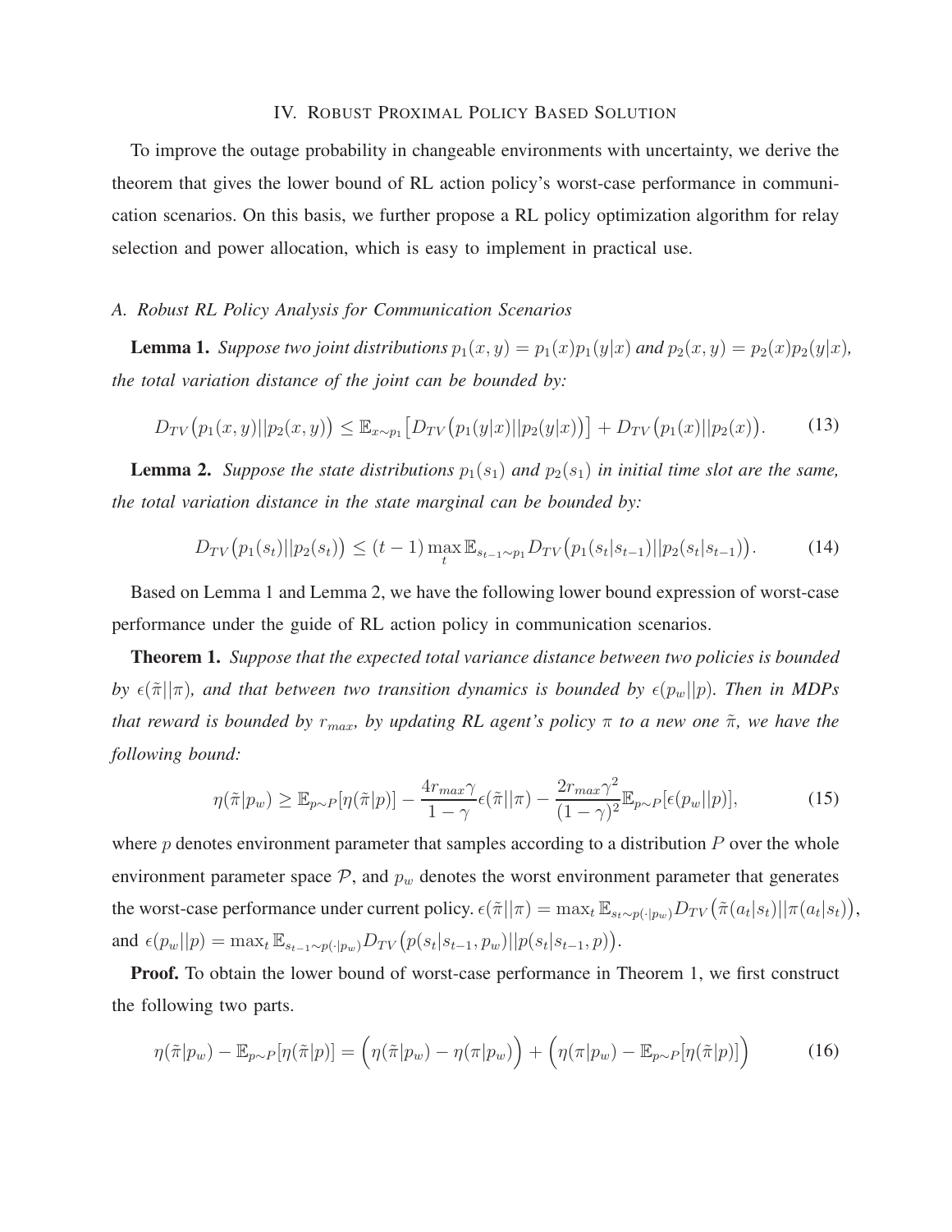## IV. Robust Proximal Policy Based Solution

To improve the outage probability in changeable environments with uncertainty, we derive the theorem that gives the lower bound of RL action policy's worst-case performance in communication scenarios. On this basis, we further propose a RL policy optimization algorithm for relay selection and power allocation, which is easy to implement in practical use.

### *A. Robust RL Policy Analysis for Communication Scenarios*

**Lemma 1.** *Suppose two joint distributions $p_1(x,y) = p_1(x)p_1(y|x)$ and $p_2(x,y) = p_2(x)p_2(y|x)$, the total variation distance of the joint can be bounded by:*

$$D_{TV}\big(p_1(x,y)||p_2(x,y)\big) \leq \mathbb{E}_{x\sim p_1}\big[D_{TV}\big(p_1(y|x)||p_2(y|x)\big)\big] + D_{TV}\big(p_1(x)||p_2(x)\big). \tag{13}$$

**Lemma 2.** *Suppose the state distributions $p_1(s_1)$ and $p_2(s_1)$ in initial time slot are the same, the total variation distance in the state marginal can be bounded by:*

$$D_{TV}\big(p_1(s_t)||p_2(s_t)\big) \leq (t-1)\max_t \mathbb{E}_{s_{t-1}\sim p_1} D_{TV}\big(p_1(s_t|s_{t-1})||p_2(s_t|s_{t-1})\big). \tag{14}$$

Based on Lemma 1 and Lemma 2, we have the following lower bound expression of worst-case performance under the guide of RL action policy in communication scenarios.

**Theorem 1.** *Suppose that the expected total variance distance between two policies is bounded by $\epsilon(\tilde{\pi}||\pi)$, and that between two transition dynamics is bounded by $\epsilon(p_w||p)$. Then in MDPs that reward is bounded by $r_{max}$, by updating RL agent's policy $\pi$ to a new one $\tilde{\pi}$, we have the following bound:*

$$\eta(\tilde{\pi}|p_w) \geq \mathbb{E}_{p\sim P}[\eta(\tilde{\pi}|p)] - \frac{4r_{max}\gamma}{1-\gamma}\epsilon(\tilde{\pi}||\pi) - \frac{2r_{max}\gamma^2}{(1-\gamma)^2}\mathbb{E}_{p\sim P}[\epsilon(p_w||p)], \tag{15}$$

where $p$ denotes environment parameter that samples according to a distribution $P$ over the whole environment parameter space $\mathcal{P}$, and $p_w$ denotes the worst environment parameter that generates the worst-case performance under current policy. $\epsilon(\tilde{\pi}||\pi) = \max_t \mathbb{E}_{s_t\sim p(\cdot|p_w)} D_{TV}\big(\tilde{\pi}(a_t|s_t)||\pi(a_t|s_t)\big)$, and $\epsilon(p_w||p) = \max_t \mathbb{E}_{s_{t-1}\sim p(\cdot|p_w)} D_{TV}\big(p(s_t|s_{t-1},p_w)||p(s_t|s_{t-1},p)\big)$.

**Proof.** To obtain the lower bound of worst-case performance in Theorem 1, we first construct the following two parts.

$$\eta(\tilde{\pi}|p_w) - \mathbb{E}_{p\sim P}[\eta(\tilde{\pi}|p)] = \Big(\eta(\tilde{\pi}|p_w) - \eta(\pi|p_w)\Big) + \Big(\eta(\pi|p_w) - \mathbb{E}_{p\sim P}[\eta(\tilde{\pi}|p)]\Big) \tag{16}$$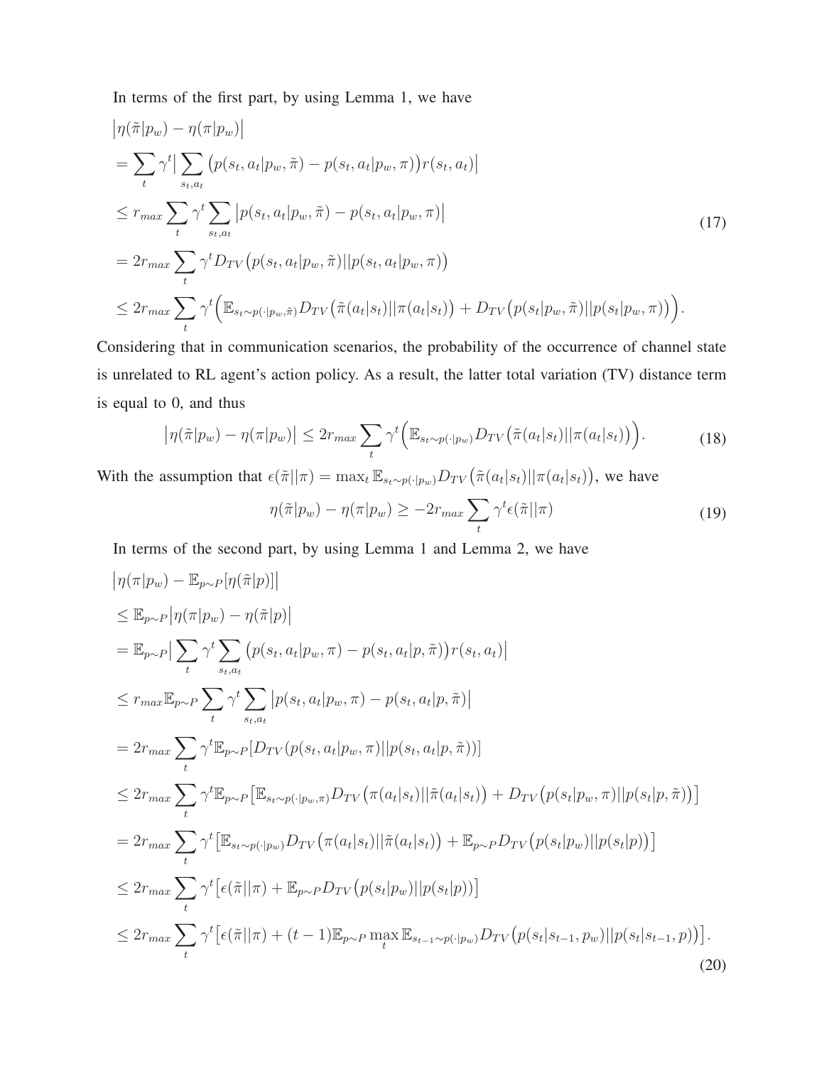In terms of the first part, by using Lemma 1, we have

$$
\begin{aligned}
&\big|\eta(\tilde{\pi}|p_w) - \eta(\pi|p_w)\big| \\
&= \sum_t \gamma^t \Big| \sum_{s_t, a_t} \big(p(s_t, a_t|p_w, \tilde{\pi}) - p(s_t, a_t|p_w, \pi)\big) r(s_t, a_t) \Big| \\
&\leq r_{max} \sum_t \gamma^t \sum_{s_t, a_t} \big| p(s_t, a_t|p_w, \tilde{\pi}) - p(s_t, a_t|p_w, \pi) \big| \\
&= 2 r_{max} \sum_t \gamma^t D_{TV}\big(p(s_t, a_t|p_w, \tilde{\pi}) || p(s_t, a_t|p_w, \pi)\big) \\
&\leq 2 r_{max} \sum_t \gamma^t \Big( \mathbb{E}_{s_t \sim p(\cdot|p_w, \tilde{\pi})} D_{TV}\big(\tilde{\pi}(a_t|s_t) || \pi(a_t|s_t)\big) + D_{TV}\big(p(s_t|p_w, \tilde{\pi}) || p(s_t|p_w, \pi)\big) \Big).
\end{aligned}
\tag{17}
$$

Considering that in communication scenarios, the probability of the occurrence of channel state is unrelated to RL agent's action policy. As a result, the latter total variation (TV) distance term is equal to 0, and thus

$$
\big|\eta(\tilde{\pi}|p_w) - \eta(\pi|p_w)\big| \leq 2 r_{max} \sum_t \gamma^t \Big( \mathbb{E}_{s_t \sim p(\cdot|p_w)} D_{TV}\big(\tilde{\pi}(a_t|s_t) || \pi(a_t|s_t)\big) \Big). \tag{18}
$$

With the assumption that $\epsilon(\tilde{\pi}||\pi) = \max_t \mathbb{E}_{s_t \sim p(\cdot|p_w)} D_{TV}\big(\tilde{\pi}(a_t|s_t) || \pi(a_t|s_t)\big)$, we have

$$
\eta(\tilde{\pi}|p_w) - \eta(\pi|p_w) \geq -2 r_{max} \sum_t \gamma^t \epsilon(\tilde{\pi}||\pi) \tag{19}
$$

In terms of the second part, by using Lemma 1 and Lemma 2, we have

$$
\begin{aligned}
&\big|\eta(\pi|p_w) - \mathbb{E}_{p \sim P}[\eta(\tilde{\pi}|p)]\big| \\
&\leq \mathbb{E}_{p \sim P} \big|\eta(\pi|p_w) - \eta(\tilde{\pi}|p)\big| \\
&= \mathbb{E}_{p \sim P} \Big| \sum_t \gamma^t \sum_{s_t, a_t} \big(p(s_t, a_t|p_w, \pi) - p(s_t, a_t|p, \tilde{\pi})\big) r(s_t, a_t) \Big| \\
&\leq r_{max} \mathbb{E}_{p \sim P} \sum_t \gamma^t \sum_{s_t, a_t} \big| p(s_t, a_t|p_w, \pi) - p(s_t, a_t|p, \tilde{\pi}) \big| \\
&= 2 r_{max} \sum_t \gamma^t \mathbb{E}_{p \sim P} [D_{TV}(p(s_t, a_t|p_w, \pi) || p(s_t, a_t|p, \tilde{\pi}))] \\
&\leq 2 r_{max} \sum_t \gamma^t \mathbb{E}_{p \sim P} \big[ \mathbb{E}_{s_t \sim p(\cdot|p_w, \pi)} D_{TV}\big(\pi(a_t|s_t) || \tilde{\pi}(a_t|s_t)\big) + D_{TV}\big(p(s_t|p_w, \pi) || p(s_t|p, \tilde{\pi})\big) \big] \\
&= 2 r_{max} \sum_t \gamma^t \big[ \mathbb{E}_{s_t \sim p(\cdot|p_w)} D_{TV}\big(\pi(a_t|s_t) || \tilde{\pi}(a_t|s_t)\big) + \mathbb{E}_{p \sim P} D_{TV}\big(p(s_t|p_w) || p(s_t|p)\big) \big] \\
&\leq 2 r_{max} \sum_t \gamma^t \big[ \epsilon(\tilde{\pi}||\pi) + \mathbb{E}_{p \sim P} D_{TV}\big(p(s_t|p_w) || p(s_t|p)\big) \big] \\
&\leq 2 r_{max} \sum_t \gamma^t \big[ \epsilon(\tilde{\pi}||\pi) + (t-1) \mathbb{E}_{p \sim P} \max_t \mathbb{E}_{s_{t-1} \sim p(\cdot|p_w)} D_{TV}\big(p(s_t|s_{t-1}, p_w) || p(s_t|s_{t-1}, p)\big) \big].
\end{aligned}
\tag{20}
$$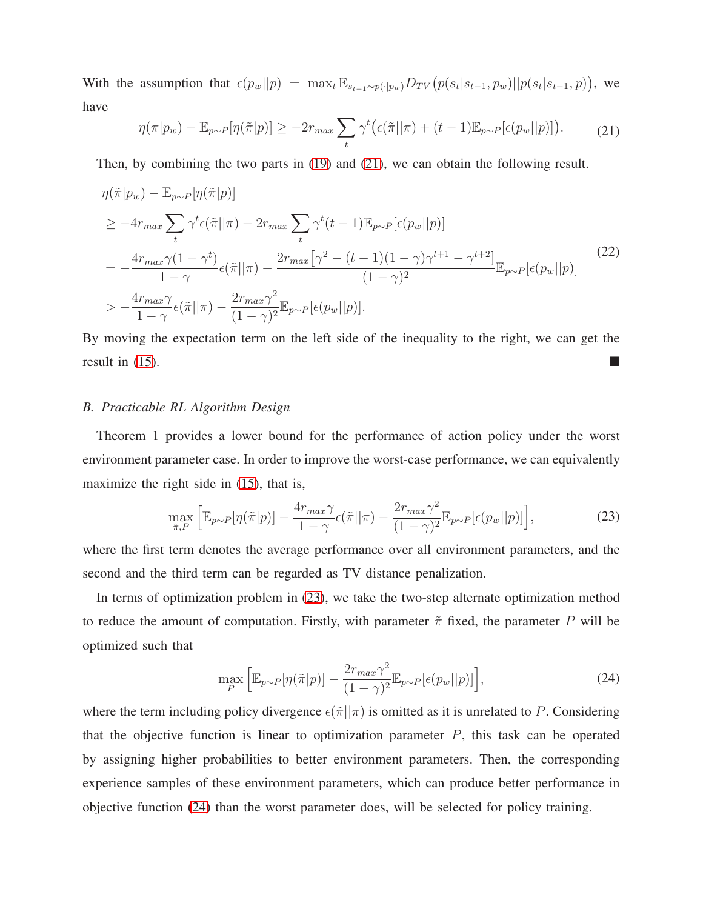With the assumption that $\epsilon(p_w||p) = \max_t \mathbb{E}_{s_{t-1}\sim p(\cdot|p_w)} D_{TV}\left(p(s_t|s_{t-1},p_w)||p(s_t|s_{t-1},p)\right)$, we have

$$\eta(\pi|p_w) - \mathbb{E}_{p\sim P}[\eta(\tilde{\pi}|p)] \geq -2r_{max}\sum_t \gamma^t \big(\epsilon(\tilde{\pi}||\pi) + (t-1)\mathbb{E}_{p\sim P}[\epsilon(p_w||p)]\big). \tag{21}$$

Then, by combining the two parts in (19) and (21), we can obtain the following result.

$$\begin{aligned}
&\eta(\tilde{\pi}|p_w) - \mathbb{E}_{p\sim P}[\eta(\tilde{\pi}|p)] \\
&\geq -4r_{max}\sum_t \gamma^t \epsilon(\tilde{\pi}||\pi) - 2r_{max}\sum_t \gamma^t (t-1)\mathbb{E}_{p\sim P}[\epsilon(p_w||p)] \\
&= -\frac{4r_{max}\gamma(1-\gamma^t)}{1-\gamma}\epsilon(\tilde{\pi}||\pi) - \frac{2r_{max}\left[\gamma^2 - (t-1)(1-\gamma)\gamma^{t+1} - \gamma^{t+2}\right]}{(1-\gamma)^2}\mathbb{E}_{p\sim P}[\epsilon(p_w||p)] \\
&> -\frac{4r_{max}\gamma}{1-\gamma}\epsilon(\tilde{\pi}||\pi) - \frac{2r_{max}\gamma^2}{(1-\gamma)^2}\mathbb{E}_{p\sim P}[\epsilon(p_w||p)].
\end{aligned} \tag{22}$$

By moving the expectation term on the left side of the inequality to the right, we can get the result in (15). ■

### *B. Practicable RL Algorithm Design*

Theorem 1 provides a lower bound for the performance of action policy under the worst environment parameter case. In order to improve the worst-case performance, we can equivalently maximize the right side in (15), that is,

$$\max_{\tilde{\pi},P}\left[\mathbb{E}_{p\sim P}[\eta(\tilde{\pi}|p)] - \frac{4r_{max}\gamma}{1-\gamma}\epsilon(\tilde{\pi}||\pi) - \frac{2r_{max}\gamma^2}{(1-\gamma)^2}\mathbb{E}_{p\sim P}[\epsilon(p_w||p)]\right], \tag{23}$$

where the first term denotes the average performance over all environment parameters, and the second and the third term can be regarded as TV distance penalization.

In terms of optimization problem in (23), we take the two-step alternate optimization method to reduce the amount of computation. Firstly, with parameter $\tilde{\pi}$ fixed, the parameter $P$ will be optimized such that

$$\max_P\left[\mathbb{E}_{p\sim P}[\eta(\tilde{\pi}|p)] - \frac{2r_{max}\gamma^2}{(1-\gamma)^2}\mathbb{E}_{p\sim P}[\epsilon(p_w||p)]\right], \tag{24}$$

where the term including policy divergence $\epsilon(\tilde{\pi}||\pi)$ is omitted as it is unrelated to $P$. Considering that the objective function is linear to optimization parameter $P$, this task can be operated by assigning higher probabilities to better environment parameters. Then, the corresponding experience samples of these environment parameters, which can produce better performance in objective function (24) than the worst parameter does, will be selected for policy training.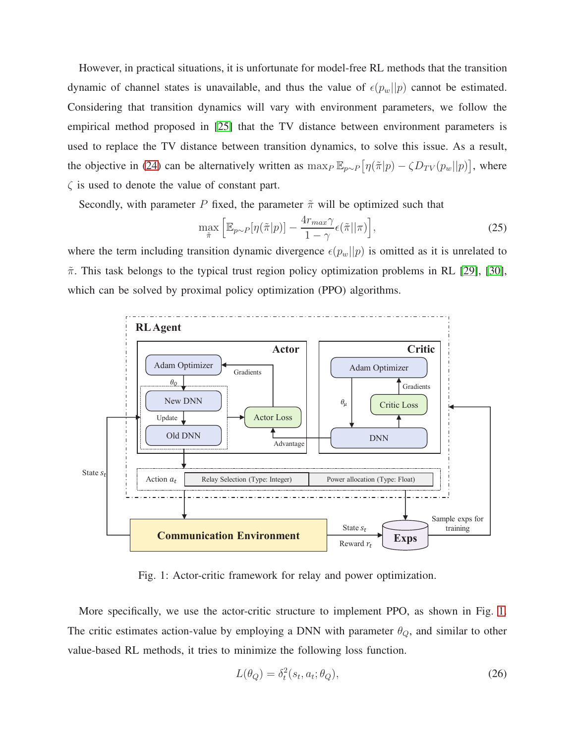However, in practical situations, it is unfortunate for model-free RL methods that the transition dynamic of channel states is unavailable, and thus the value of $\epsilon(p_w||p)$ cannot be estimated. Considering that transition dynamics will vary with environment parameters, we follow the empirical method proposed in [25] that the TV distance between environment parameters is used to replace the TV distance between transition dynamics, to solve this issue. As a result, the objective in (24) can be alternatively written as $\max_P \mathbb{E}_{p\sim P}\big[\eta(\tilde{\pi}|p) - \zeta D_{TV}(p_w||p)\big]$, where $\zeta$ is used to denote the value of constant part.

Secondly, with parameter $P$ fixed, the parameter $\tilde{\pi}$ will be optimized such that

$$\max_{\tilde{\pi}} \Big[\mathbb{E}_{p\sim P}[\eta(\tilde{\pi}|p)] - \frac{4r_{max}\gamma}{1-\gamma}\epsilon(\tilde{\pi}||\pi)\Big], \tag{25}$$

where the term including transition dynamic divergence $\epsilon(p_w||p)$ is omitted as it is unrelated to $\tilde{\pi}$. This task belongs to the typical trust region policy optimization problems in RL [29], [30], which can be solved by proximal policy optimization (PPO) algorithms.

Fig. 1: Actor-critic framework for relay and power optimization.

More specifically, we use the actor-critic structure to implement PPO, as shown in Fig. 1. The critic estimates action-value by employing a DNN with parameter $\theta_Q$, and similar to other value-based RL methods, it tries to minimize the following loss function.

$$L(\theta_Q) = \delta_t^2(s_t, a_t; \theta_Q), \tag{26}$$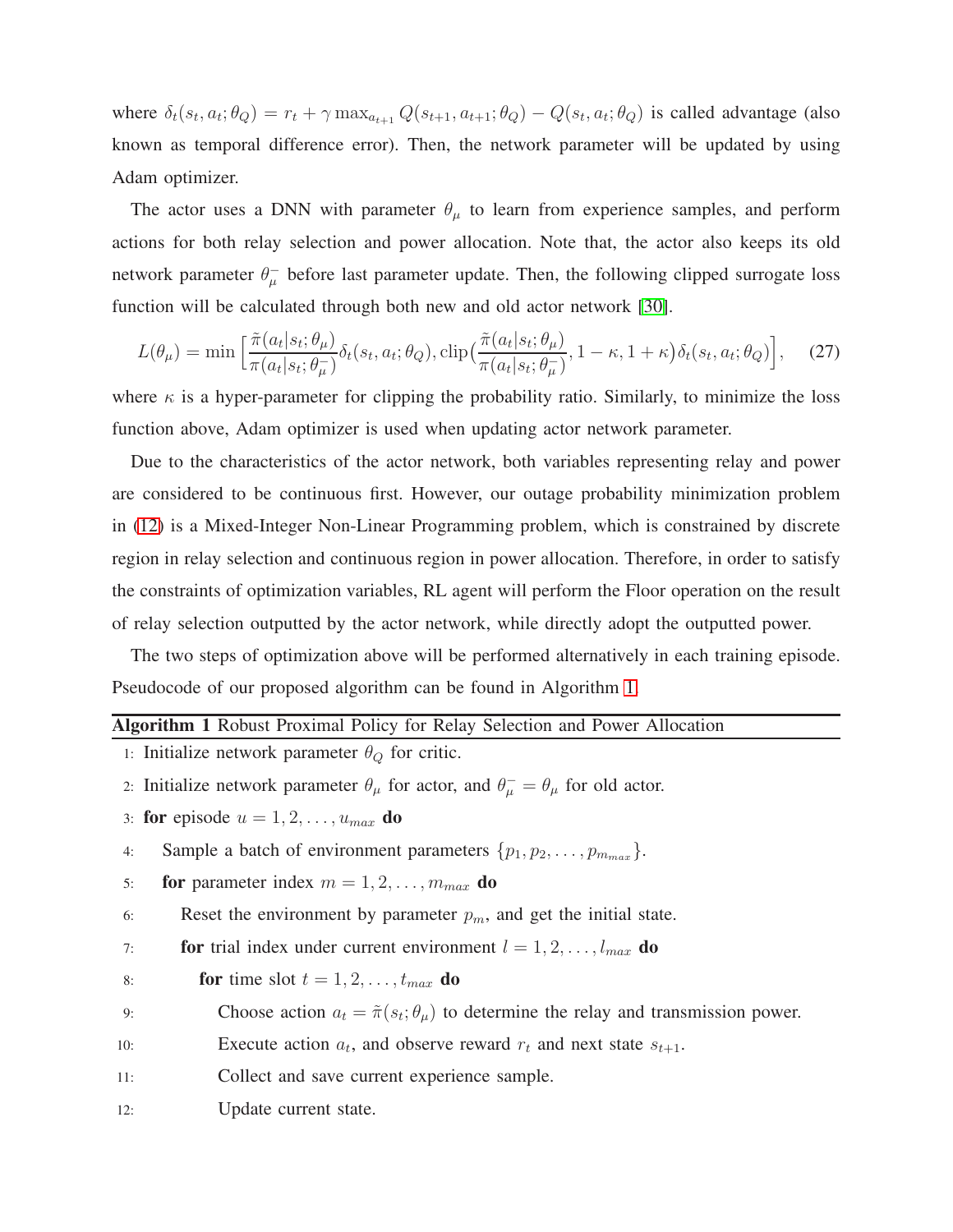where $\delta_t(s_t, a_t; \theta_Q) = r_t + \gamma \max_{a_{t+1}} Q(s_{t+1}, a_{t+1}; \theta_Q) - Q(s_t, a_t; \theta_Q)$ is called advantage (also known as temporal difference error). Then, the network parameter will be updated by using Adam optimizer.

The actor uses a DNN with parameter $\theta_\mu$ to learn from experience samples, and perform actions for both relay selection and power allocation. Note that, the actor also keeps its old network parameter $\theta_\mu^-$ before last parameter update. Then, the following clipped surrogate loss function will be calculated through both new and old actor network [30].

$$L(\theta_\mu) = \min \Big[ \frac{\tilde{\pi}(a_t|s_t; \theta_\mu)}{\pi(a_t|s_t; \theta_\mu^-)} \delta_t(s_t, a_t; \theta_Q), \text{clip}\big(\frac{\tilde{\pi}(a_t|s_t; \theta_\mu)}{\pi(a_t|s_t; \theta_\mu^-)}, 1-\kappa, 1+\kappa\big) \delta_t(s_t, a_t; \theta_Q) \Big], \quad (27)$$

where $\kappa$ is a hyper-parameter for clipping the probability ratio. Similarly, to minimize the loss function above, Adam optimizer is used when updating actor network parameter.

Due to the characteristics of the actor network, both variables representing relay and power are considered to be continuous first. However, our outage probability minimization problem in (12) is a Mixed-Integer Non-Linear Programming problem, which is constrained by discrete region in relay selection and continuous region in power allocation. Therefore, in order to satisfy the constraints of optimization variables, RL agent will perform the Floor operation on the result of relay selection outputted by the actor network, while directly adopt the outputted power.

The two steps of optimization above will be performed alternatively in each training episode. Pseudocode of our proposed algorithm can be found in Algorithm 1.

**Algorithm 1** Robust Proximal Policy for Relay Selection and Power Allocation

1: Initialize network parameter $\theta_Q$ for critic.
2: Initialize network parameter $\theta_\mu$ for actor, and $\theta_\mu^- = \theta_\mu$ for old actor.
3: **for** episode $u = 1, 2, \ldots, u_{max}$ **do**
4: Sample a batch of environment parameters $\{p_1, p_2, \ldots, p_{m_{max}}\}$.
5: **for** parameter index $m = 1, 2, \ldots, m_{max}$ **do**
6: Reset the environment by parameter $p_m$, and get the initial state.
7: **for** trial index under current environment $l = 1, 2, \ldots, l_{max}$ **do**
8: **for** time slot $t = 1, 2, \ldots, t_{max}$ **do**
9: Choose action $a_t = \tilde{\pi}(s_t; \theta_\mu)$ to determine the relay and transmission power.
10: Execute action $a_t$, and observe reward $r_t$ and next state $s_{t+1}$.
11: Collect and save current experience sample.
12: Update current state.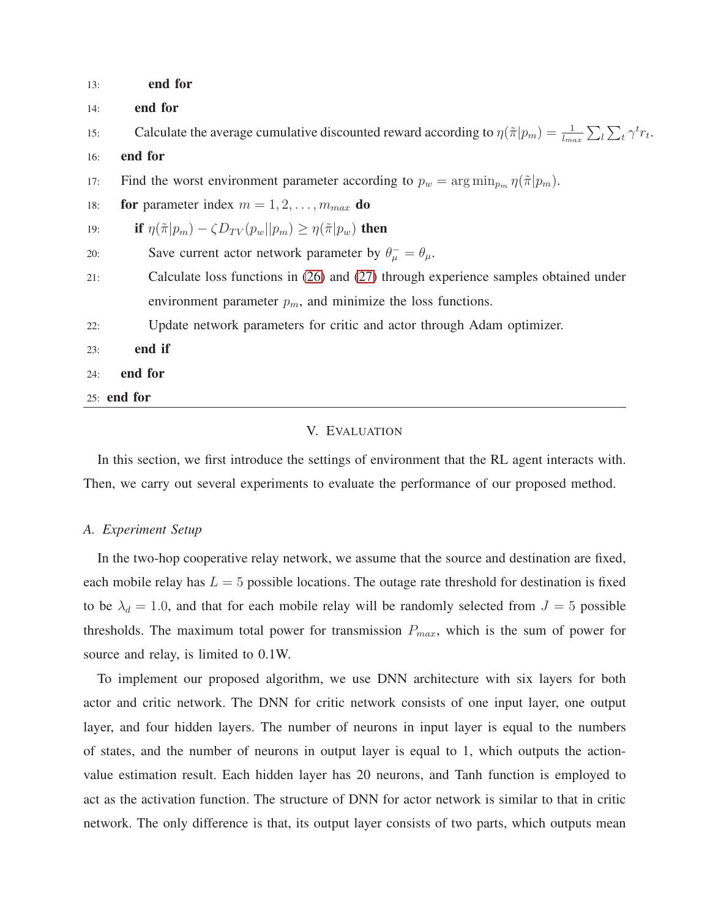13: **end for**

14: **end for**

15: Calculate the average cumulative discounted reward according to $\eta(\tilde{\pi}|p_m) = \frac{1}{l_{max}} \sum_l \sum_t \gamma^t r_t$.

16: **end for**

17: Find the worst environment parameter according to $p_w = \arg\min_{p_m} \eta(\tilde{\pi}|p_m)$.

18: **for** parameter index $m = 1, 2, \ldots, m_{max}$ **do**

19: **if** $\eta(\tilde{\pi}|p_m) - \zeta D_{TV}(p_w||p_m) \geq \eta(\tilde{\pi}|p_w)$ **then**

20: Save current actor network parameter by $\theta_\mu^- = \theta_\mu$.

21: Calculate loss functions in (26) and (27) through experience samples obtained under environment parameter $p_m$, and minimize the loss functions.

22: Update network parameters for critic and actor through Adam optimizer.

23: **end if**

24: **end for**

25: **end for**

## V. EVALUATION

In this section, we first introduce the settings of environment that the RL agent interacts with. Then, we carry out several experiments to evaluate the performance of our proposed method.

### A. Experiment Setup

In the two-hop cooperative relay network, we assume that the source and destination are fixed, each mobile relay has $L = 5$ possible locations. The outage rate threshold for destination is fixed to be $\lambda_d = 1.0$, and that for each mobile relay will be randomly selected from $J = 5$ possible thresholds. The maximum total power for transmission $P_{max}$, which is the sum of power for source and relay, is limited to 0.1W.

To implement our proposed algorithm, we use DNN architecture with six layers for both actor and critic network. The DNN for critic network consists of one input layer, one output layer, and four hidden layers. The number of neurons in input layer is equal to the numbers of states, and the number of neurons in output layer is equal to 1, which outputs the action-value estimation result. Each hidden layer has 20 neurons, and Tanh function is employed to act as the activation function. The structure of DNN for actor network is similar to that in critic network. The only difference is that, its output layer consists of two parts, which outputs mean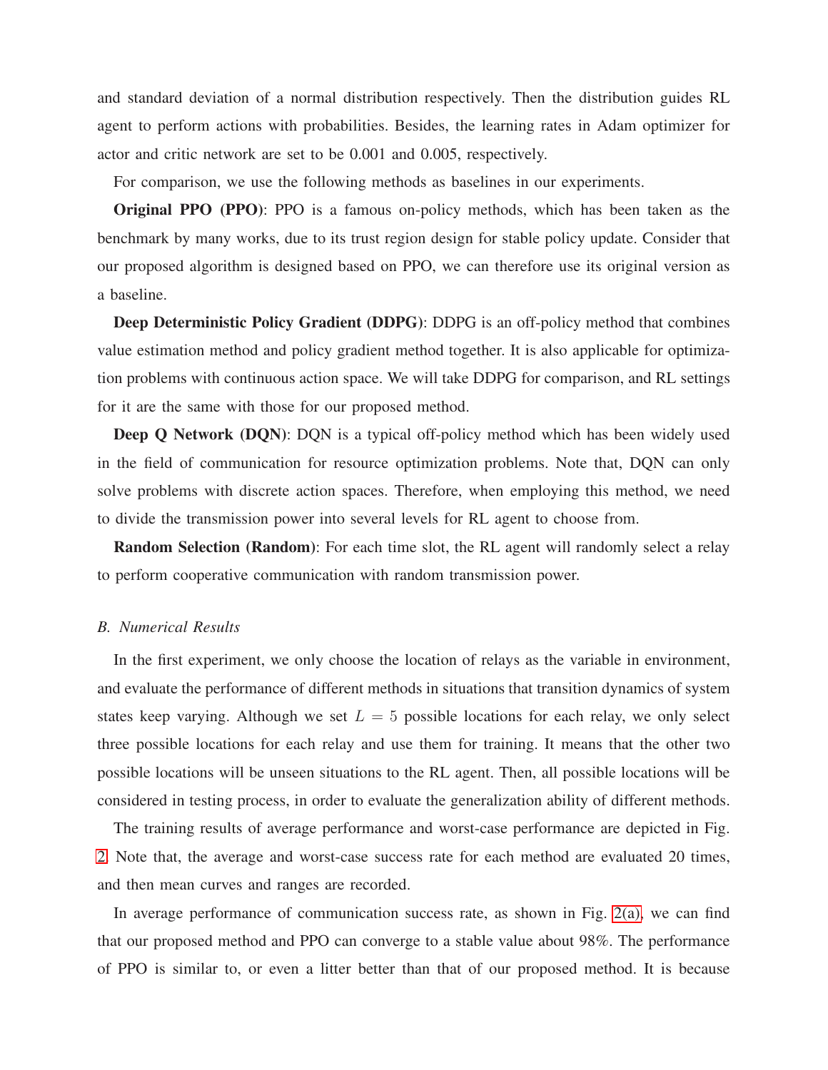and standard deviation of a normal distribution respectively. Then the distribution guides RL agent to perform actions with probabilities. Besides, the learning rates in Adam optimizer for actor and critic network are set to be 0.001 and 0.005, respectively.

For comparison, we use the following methods as baselines in our experiments.

**Original PPO (PPO)**: PPO is a famous on-policy methods, which has been taken as the benchmark by many works, due to its trust region design for stable policy update. Consider that our proposed algorithm is designed based on PPO, we can therefore use its original version as a baseline.

**Deep Deterministic Policy Gradient (DDPG)**: DDPG is an off-policy method that combines value estimation method and policy gradient method together. It is also applicable for optimization problems with continuous action space. We will take DDPG for comparison, and RL settings for it are the same with those for our proposed method.

**Deep Q Network (DQN)**: DQN is a typical off-policy method which has been widely used in the field of communication for resource optimization problems. Note that, DQN can only solve problems with discrete action spaces. Therefore, when employing this method, we need to divide the transmission power into several levels for RL agent to choose from.

**Random Selection (Random)**: For each time slot, the RL agent will randomly select a relay to perform cooperative communication with random transmission power.

### *B. Numerical Results*

In the first experiment, we only choose the location of relays as the variable in environment, and evaluate the performance of different methods in situations that transition dynamics of system states keep varying. Although we set $L = 5$ possible locations for each relay, we only select three possible locations for each relay and use them for training. It means that the other two possible locations will be unseen situations to the RL agent. Then, all possible locations will be considered in testing process, in order to evaluate the generalization ability of different methods.

The training results of average performance and worst-case performance are depicted in Fig. 2. Note that, the average and worst-case success rate for each method are evaluated 20 times, and then mean curves and ranges are recorded.

In average performance of communication success rate, as shown in Fig. 2(a), we can find that our proposed method and PPO can converge to a stable value about 98%. The performance of PPO is similar to, or even a litter better than that of our proposed method. It is because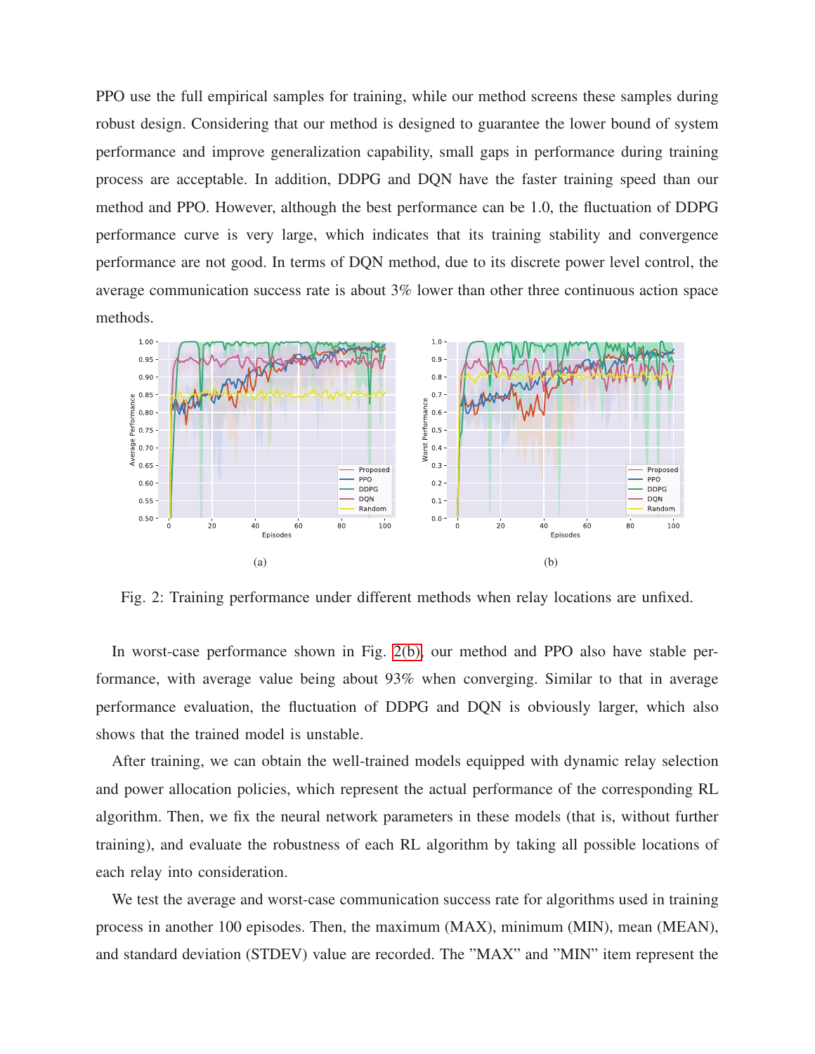PPO use the full empirical samples for training, while our method screens these samples during robust design. Considering that our method is designed to guarantee the lower bound of system performance and improve generalization capability, small gaps in performance during training process are acceptable. In addition, DDPG and DQN have the faster training speed than our method and PPO. However, although the best performance can be 1.0, the fluctuation of DDPG performance curve is very large, which indicates that its training stability and convergence performance are not good. In terms of DQN method, due to its discrete power level control, the average communication success rate is about 3% lower than other three continuous action space methods.

(a)

(b)

Fig. 2: Training performance under different methods when relay locations are unfixed.

In worst-case performance shown in Fig. 2(b), our method and PPO also have stable performance, with average value being about 93% when converging. Similar to that in average performance evaluation, the fluctuation of DDPG and DQN is obviously larger, which also shows that the trained model is unstable.

After training, we can obtain the well-trained models equipped with dynamic relay selection and power allocation policies, which represent the actual performance of the corresponding RL algorithm. Then, we fix the neural network parameters in these models (that is, without further training), and evaluate the robustness of each RL algorithm by taking all possible locations of each relay into consideration.

We test the average and worst-case communication success rate for algorithms used in training process in another 100 episodes. Then, the maximum (MAX), minimum (MIN), mean (MEAN), and standard deviation (STDEV) value are recorded. The "MAX" and "MIN" item represent the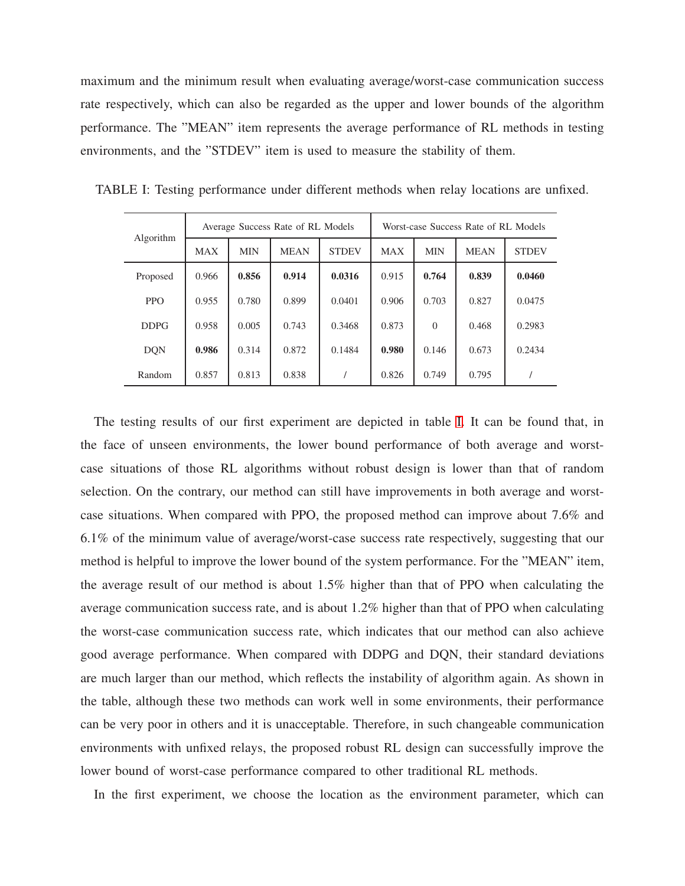maximum and the minimum result when evaluating average/worst-case communication success rate respectively, which can also be regarded as the upper and lower bounds of the algorithm performance. The "MEAN" item represents the average performance of RL methods in testing environments, and the "STDEV" item is used to measure the stability of them.

TABLE I: Testing performance under different methods when relay locations are unfixed.

| Algorithm | Average Success Rate of RL Models | | | | Worst-case Success Rate of RL Models | | | |
|---|---|---|---|---|---|---|---|---|
| | MAX | MIN | MEAN | STDEV | MAX | MIN | MEAN | STDEV |
| Proposed | 0.966 | **0.856** | **0.914** | **0.0316** | 0.915 | **0.764** | **0.839** | **0.0460** |
| PPO | 0.955 | 0.780 | 0.899 | 0.0401 | 0.906 | 0.703 | 0.827 | 0.0475 |
| DDPG | 0.958 | 0.005 | 0.743 | 0.3468 | 0.873 | 0 | 0.468 | 0.2983 |
| DQN | **0.986** | 0.314 | 0.872 | 0.1484 | **0.980** | 0.146 | 0.673 | 0.2434 |
| Random | 0.857 | 0.813 | 0.838 | / | 0.826 | 0.749 | 0.795 | / |

The testing results of our first experiment are depicted in table I. It can be found that, in the face of unseen environments, the lower bound performance of both average and worst-case situations of those RL algorithms without robust design is lower than that of random selection. On the contrary, our method can still have improvements in both average and worst-case situations. When compared with PPO, the proposed method can improve about 7.6% and 6.1% of the minimum value of average/worst-case success rate respectively, suggesting that our method is helpful to improve the lower bound of the system performance. For the "MEAN" item, the average result of our method is about 1.5% higher than that of PPO when calculating the average communication success rate, and is about 1.2% higher than that of PPO when calculating the worst-case communication success rate, which indicates that our method can also achieve good average performance. When compared with DDPG and DQN, their standard deviations are much larger than our method, which reflects the instability of algorithm again. As shown in the table, although these two methods can work well in some environments, their performance can be very poor in others and it is unacceptable. Therefore, in such changeable communication environments with unfixed relays, the proposed robust RL design can successfully improve the lower bound of worst-case performance compared to other traditional RL methods.

In the first experiment, we choose the location as the environment parameter, which can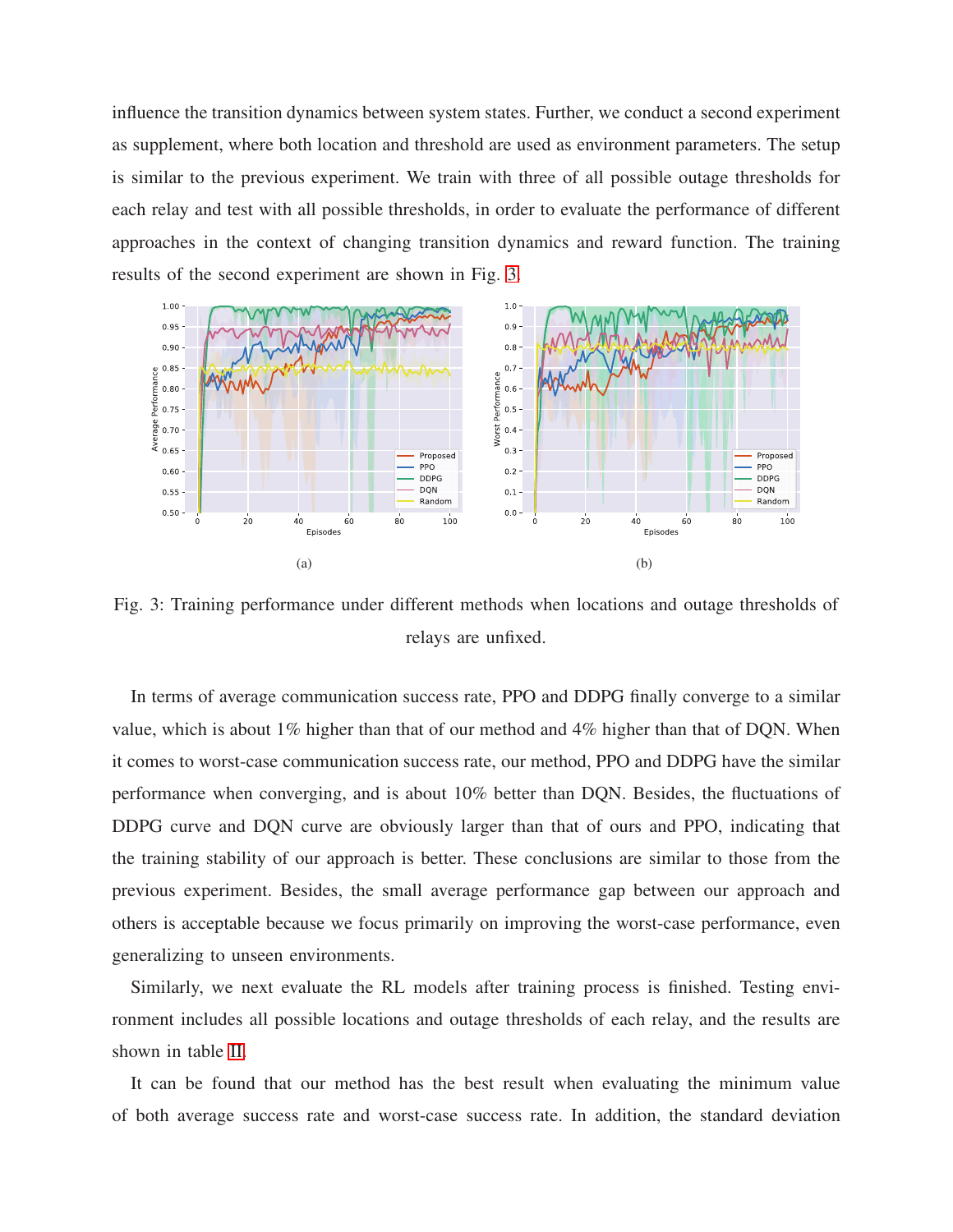influence the transition dynamics between system states. Further, we conduct a second experiment as supplement, where both location and threshold are used as environment parameters. The setup is similar to the previous experiment. We train with three of all possible outage thresholds for each relay and test with all possible thresholds, in order to evaluate the performance of different approaches in the context of changing transition dynamics and reward function. The training results of the second experiment are shown in Fig. 3.

(a)

(b)

Fig. 3: Training performance under different methods when locations and outage thresholds of relays are unfixed.

In terms of average communication success rate, PPO and DDPG finally converge to a similar value, which is about 1% higher than that of our method and 4% higher than that of DQN. When it comes to worst-case communication success rate, our method, PPO and DDPG have the similar performance when converging, and is about 10% better than DQN. Besides, the fluctuations of DDPG curve and DQN curve are obviously larger than that of ours and PPO, indicating that the training stability of our approach is better. These conclusions are similar to those from the previous experiment. Besides, the small average performance gap between our approach and others is acceptable because we focus primarily on improving the worst-case performance, even generalizing to unseen environments.

Similarly, we next evaluate the RL models after training process is finished. Testing environment includes all possible locations and outage thresholds of each relay, and the results are shown in table II.

It can be found that our method has the best result when evaluating the minimum value of both average success rate and worst-case success rate. In addition, the standard deviation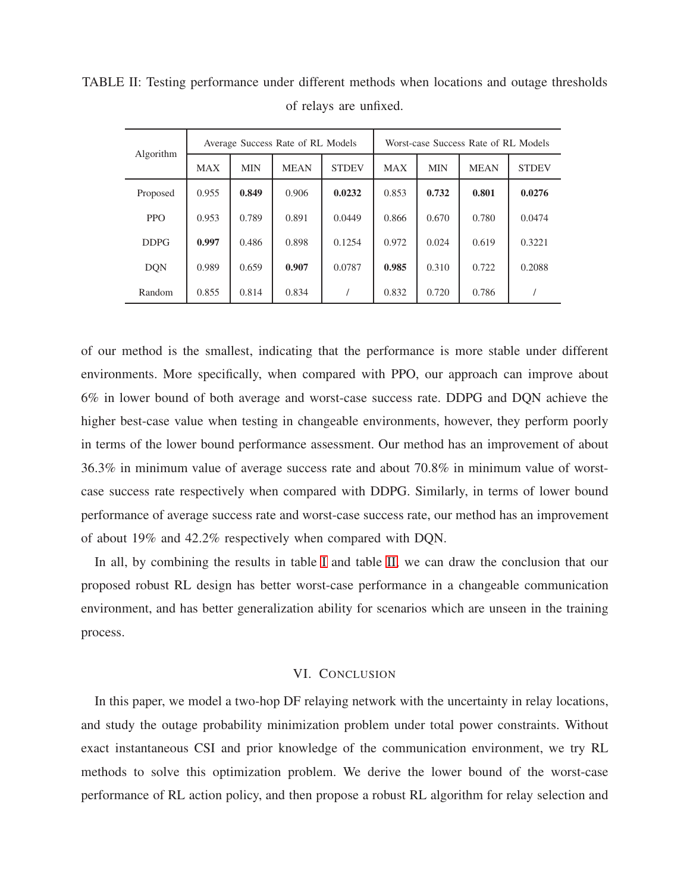TABLE II: Testing performance under different methods when locations and outage thresholds of relays are unfixed.

| Algorithm | Average Success Rate of RL Models | | | | Worst-case Success Rate of RL Models | | | |
|---|---|---|---|---|---|---|---|---|
| | MAX | MIN | MEAN | STDEV | MAX | MIN | MEAN | STDEV |
| Proposed | 0.955 | **0.849** | 0.906 | **0.0232** | 0.853 | **0.732** | **0.801** | **0.0276** |
| PPO | 0.953 | 0.789 | 0.891 | 0.0449 | 0.866 | 0.670 | 0.780 | 0.0474 |
| DDPG | **0.997** | 0.486 | 0.898 | 0.1254 | 0.972 | 0.024 | 0.619 | 0.3221 |
| DQN | 0.989 | 0.659 | **0.907** | 0.0787 | **0.985** | 0.310 | 0.722 | 0.2088 |
| Random | 0.855 | 0.814 | 0.834 | / | 0.832 | 0.720 | 0.786 | / |

of our method is the smallest, indicating that the performance is more stable under different environments. More specifically, when compared with PPO, our approach can improve about 6% in lower bound of both average and worst-case success rate. DDPG and DQN achieve the higher best-case value when testing in changeable environments, however, they perform poorly in terms of the lower bound performance assessment. Our method has an improvement of about 36.3% in minimum value of average success rate and about 70.8% in minimum value of worst-case success rate respectively when compared with DDPG. Similarly, in terms of lower bound performance of average success rate and worst-case success rate, our method has an improvement of about 19% and 42.2% respectively when compared with DQN.

In all, by combining the results in table I and table II, we can draw the conclusion that our proposed robust RL design has better worst-case performance in a changeable communication environment, and has better generalization ability for scenarios which are unseen in the training process.

## VI. Conclusion

In this paper, we model a two-hop DF relaying network with the uncertainty in relay locations, and study the outage probability minimization problem under total power constraints. Without exact instantaneous CSI and prior knowledge of the communication environment, we try RL methods to solve this optimization problem. We derive the lower bound of the worst-case performance of RL action policy, and then propose a robust RL algorithm for relay selection and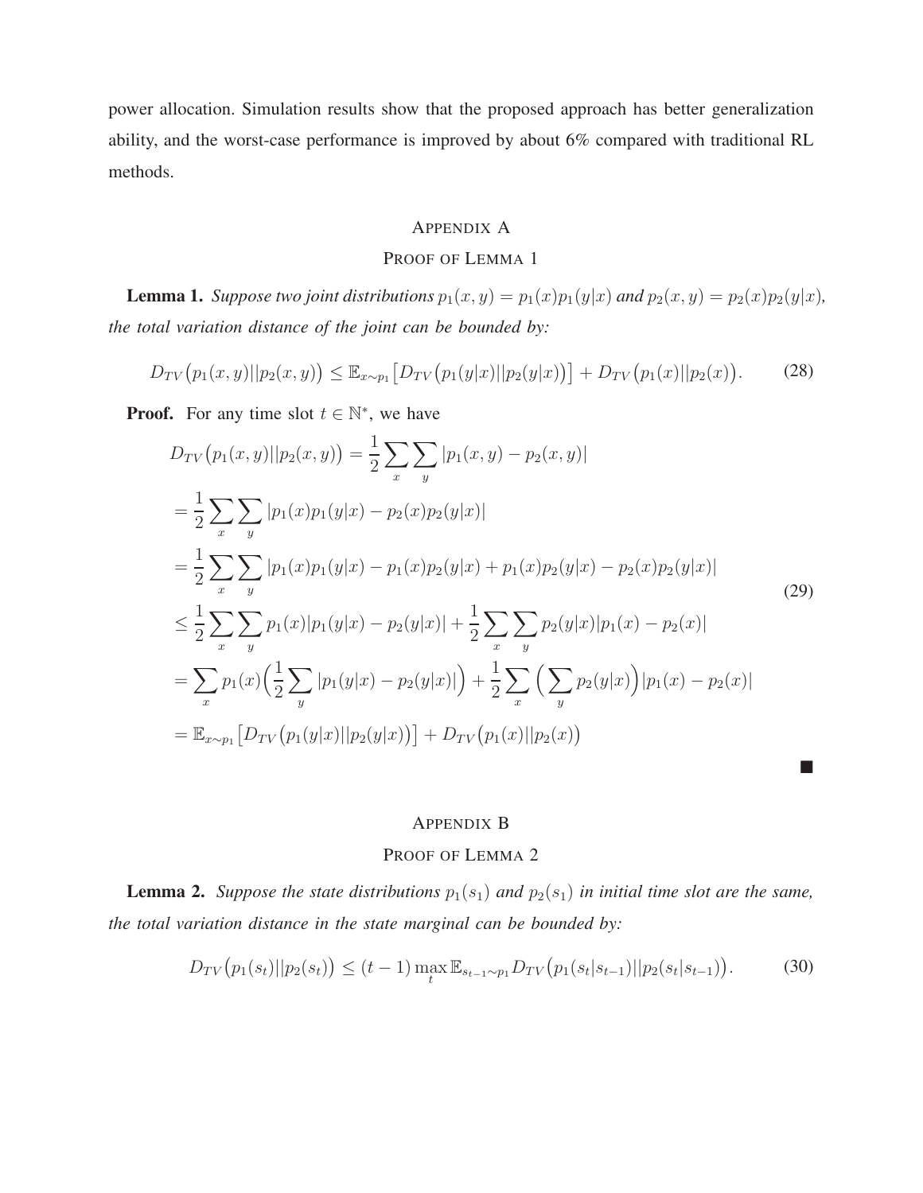power allocation. Simulation results show that the proposed approach has better generalization ability, and the worst-case performance is improved by about 6% compared with traditional RL methods.

## Appendix A
## Proof of Lemma 1

**Lemma 1.** *Suppose two joint distributions $p_1(x,y) = p_1(x)p_1(y|x)$ and $p_2(x,y) = p_2(x)p_2(y|x)$, the total variation distance of the joint can be bounded by:*

$$D_{TV}\big(p_1(x,y)||p_2(x,y)\big) \leq \mathbb{E}_{x\sim p_1}\big[D_{TV}\big(p_1(y|x)||p_2(y|x)\big)\big] + D_{TV}\big(p_1(x)||p_2(x)\big). \tag{28}$$

**Proof.** For any time slot $t \in \mathbb{N}^*$, we have

$$\begin{aligned}
D_{TV}\big(p_1(x,y)||p_2(x,y)\big) &= \frac{1}{2}\sum_x\sum_y |p_1(x,y) - p_2(x,y)| \\
&= \frac{1}{2}\sum_x\sum_y |p_1(x)p_1(y|x) - p_2(x)p_2(y|x)| \\
&= \frac{1}{2}\sum_x\sum_y |p_1(x)p_1(y|x) - p_1(x)p_2(y|x) + p_1(x)p_2(y|x) - p_2(x)p_2(y|x)| \\
&\leq \frac{1}{2}\sum_x\sum_y p_1(x)|p_1(y|x) - p_2(y|x)| + \frac{1}{2}\sum_x\sum_y p_2(y|x)|p_1(x) - p_2(x)| \\
&= \sum_x p_1(x)\Big(\frac{1}{2}\sum_y |p_1(y|x) - p_2(y|x)|\Big) + \frac{1}{2}\sum_x\Big(\sum_y p_2(y|x)\Big)|p_1(x) - p_2(x)| \\
&= \mathbb{E}_{x\sim p_1}\big[D_{TV}\big(p_1(y|x)||p_2(y|x)\big)\big] + D_{TV}\big(p_1(x)||p_2(x)\big)
\end{aligned} \tag{29}$$

■

## Appendix B
## Proof of Lemma 2

**Lemma 2.** *Suppose the state distributions $p_1(s_1)$ and $p_2(s_1)$ in initial time slot are the same, the total variation distance in the state marginal can be bounded by:*

$$D_{TV}\big(p_1(s_t)||p_2(s_t)\big) \leq (t-1)\max_t \mathbb{E}_{s_{t-1}\sim p_1} D_{TV}\big(p_1(s_t|s_{t-1})||p_2(s_t|s_{t-1})\big). \tag{30}$$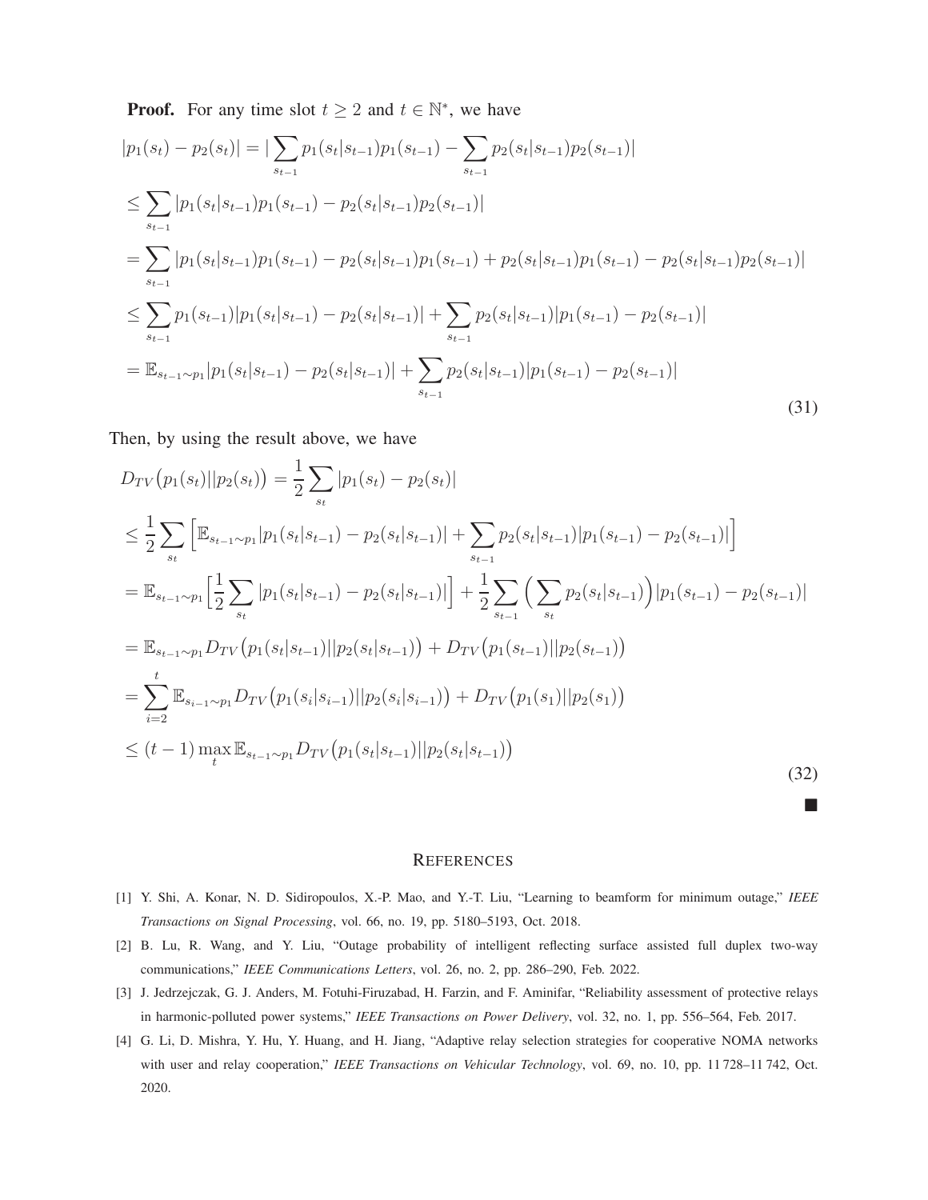**Proof.** For any time slot $t \geq 2$ and $t \in \mathbb{N}^*$, we have

$$
\begin{aligned}
&|p_1(s_t) - p_2(s_t)| = |\sum_{s_{t-1}} p_1(s_t|s_{t-1})p_1(s_{t-1}) - \sum_{s_{t-1}} p_2(s_t|s_{t-1})p_2(s_{t-1})| \\
&\leq \sum_{s_{t-1}} |p_1(s_t|s_{t-1})p_1(s_{t-1}) - p_2(s_t|s_{t-1})p_2(s_{t-1})| \\
&= \sum_{s_{t-1}} |p_1(s_t|s_{t-1})p_1(s_{t-1}) - p_2(s_t|s_{t-1})p_1(s_{t-1}) + p_2(s_t|s_{t-1})p_1(s_{t-1}) - p_2(s_t|s_{t-1})p_2(s_{t-1})| \\
&\leq \sum_{s_{t-1}} p_1(s_{t-1})|p_1(s_t|s_{t-1}) - p_2(s_t|s_{t-1})| + \sum_{s_{t-1}} p_2(s_t|s_{t-1})|p_1(s_{t-1}) - p_2(s_{t-1})| \\
&= \mathbb{E}_{s_{t-1}\sim p_1}|p_1(s_t|s_{t-1}) - p_2(s_t|s_{t-1})| + \sum_{s_{t-1}} p_2(s_t|s_{t-1})|p_1(s_{t-1}) - p_2(s_{t-1})|
\end{aligned}
\tag{31}
$$

Then, by using the result above, we have

$$
\begin{aligned}
&D_{TV}\big(p_1(s_t)||p_2(s_t)\big) = \frac{1}{2}\sum_{s_t} |p_1(s_t) - p_2(s_t)| \\
&\leq \frac{1}{2}\sum_{s_t}\Big[\mathbb{E}_{s_{t-1}\sim p_1}|p_1(s_t|s_{t-1}) - p_2(s_t|s_{t-1})| + \sum_{s_{t-1}} p_2(s_t|s_{t-1})|p_1(s_{t-1}) - p_2(s_{t-1})|\Big] \\
&= \mathbb{E}_{s_{t-1}\sim p_1}\Big[\frac{1}{2}\sum_{s_t}|p_1(s_t|s_{t-1}) - p_2(s_t|s_{t-1})|\Big] + \frac{1}{2}\sum_{s_{t-1}}\Big(\sum_{s_t} p_2(s_t|s_{t-1})\Big)|p_1(s_{t-1}) - p_2(s_{t-1})| \\
&= \mathbb{E}_{s_{t-1}\sim p_1} D_{TV}\big(p_1(s_t|s_{t-1})||p_2(s_t|s_{t-1})\big) + D_{TV}\big(p_1(s_{t-1})||p_2(s_{t-1})\big) \\
&= \sum_{i=2}^{t} \mathbb{E}_{s_{i-1}\sim p_1} D_{TV}\big(p_1(s_i|s_{i-1})||p_2(s_i|s_{i-1})\big) + D_{TV}\big(p_1(s_1)||p_2(s_1)\big) \\
&\leq (t-1)\max_t \mathbb{E}_{s_{t-1}\sim p_1} D_{TV}\big(p_1(s_t|s_{t-1})||p_2(s_t|s_{t-1})\big)
\end{aligned}
\tag{32}
$$

■

## REFERENCES

[1] Y. Shi, A. Konar, N. D. Sidiropoulos, X.-P. Mao, and Y.-T. Liu, "Learning to beamform for minimum outage," *IEEE Transactions on Signal Processing*, vol. 66, no. 19, pp. 5180–5193, Oct. 2018.

[2] B. Lu, R. Wang, and Y. Liu, "Outage probability of intelligent reflecting surface assisted full duplex two-way communications," *IEEE Communications Letters*, vol. 26, no. 2, pp. 286–290, Feb. 2022.

[3] J. Jedrzejczak, G. J. Anders, M. Fotuhi-Firuzabad, H. Farzin, and F. Aminifar, "Reliability assessment of protective relays in harmonic-polluted power systems," *IEEE Transactions on Power Delivery*, vol. 32, no. 1, pp. 556–564, Feb. 2017.

[4] G. Li, D. Mishra, Y. Hu, Y. Huang, and H. Jiang, "Adaptive relay selection strategies for cooperative NOMA networks with user and relay cooperation," *IEEE Transactions on Vehicular Technology*, vol. 69, no. 10, pp. 11 728–11 742, Oct. 2020.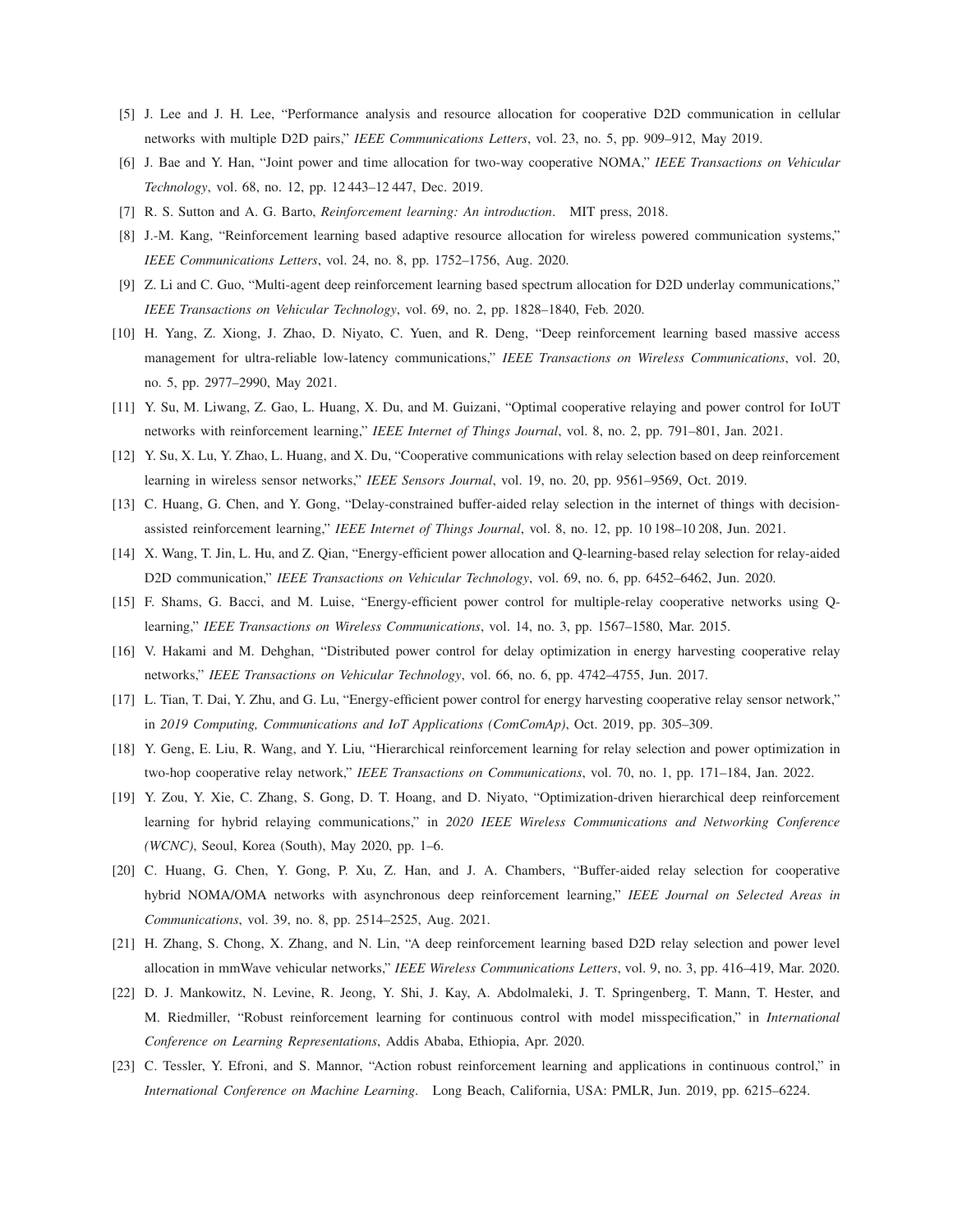[5] J. Lee and J. H. Lee, "Performance analysis and resource allocation for cooperative D2D communication in cellular networks with multiple D2D pairs," *IEEE Communications Letters*, vol. 23, no. 5, pp. 909–912, May 2019.

[6] J. Bae and Y. Han, "Joint power and time allocation for two-way cooperative NOMA," *IEEE Transactions on Vehicular Technology*, vol. 68, no. 12, pp. 12 443–12 447, Dec. 2019.

[7] R. S. Sutton and A. G. Barto, *Reinforcement learning: An introduction*. MIT press, 2018.

[8] J.-M. Kang, "Reinforcement learning based adaptive resource allocation for wireless powered communication systems," *IEEE Communications Letters*, vol. 24, no. 8, pp. 1752–1756, Aug. 2020.

[9] Z. Li and C. Guo, "Multi-agent deep reinforcement learning based spectrum allocation for D2D underlay communications," *IEEE Transactions on Vehicular Technology*, vol. 69, no. 2, pp. 1828–1840, Feb. 2020.

[10] H. Yang, Z. Xiong, J. Zhao, D. Niyato, C. Yuen, and R. Deng, "Deep reinforcement learning based massive access management for ultra-reliable low-latency communications," *IEEE Transactions on Wireless Communications*, vol. 20, no. 5, pp. 2977–2990, May 2021.

[11] Y. Su, M. Liwang, Z. Gao, L. Huang, X. Du, and M. Guizani, "Optimal cooperative relaying and power control for IoUT networks with reinforcement learning," *IEEE Internet of Things Journal*, vol. 8, no. 2, pp. 791–801, Jan. 2021.

[12] Y. Su, X. Lu, Y. Zhao, L. Huang, and X. Du, "Cooperative communications with relay selection based on deep reinforcement learning in wireless sensor networks," *IEEE Sensors Journal*, vol. 19, no. 20, pp. 9561–9569, Oct. 2019.

[13] C. Huang, G. Chen, and Y. Gong, "Delay-constrained buffer-aided relay selection in the internet of things with decision-assisted reinforcement learning," *IEEE Internet of Things Journal*, vol. 8, no. 12, pp. 10 198–10 208, Jun. 2021.

[14] X. Wang, T. Jin, L. Hu, and Z. Qian, "Energy-efficient power allocation and Q-learning-based relay selection for relay-aided D2D communication," *IEEE Transactions on Vehicular Technology*, vol. 69, no. 6, pp. 6452–6462, Jun. 2020.

[15] F. Shams, G. Bacci, and M. Luise, "Energy-efficient power control for multiple-relay cooperative networks using Q-learning," *IEEE Transactions on Wireless Communications*, vol. 14, no. 3, pp. 1567–1580, Mar. 2015.

[16] V. Hakami and M. Dehghan, "Distributed power control for delay optimization in energy harvesting cooperative relay networks," *IEEE Transactions on Vehicular Technology*, vol. 66, no. 6, pp. 4742–4755, Jun. 2017.

[17] L. Tian, T. Dai, Y. Zhu, and G. Lu, "Energy-efficient power control for energy harvesting cooperative relay sensor network," in *2019 Computing, Communications and IoT Applications (ComComAp)*, Oct. 2019, pp. 305–309.

[18] Y. Geng, E. Liu, R. Wang, and Y. Liu, "Hierarchical reinforcement learning for relay selection and power optimization in two-hop cooperative relay network," *IEEE Transactions on Communications*, vol. 70, no. 1, pp. 171–184, Jan. 2022.

[19] Y. Zou, Y. Xie, C. Zhang, S. Gong, D. T. Hoang, and D. Niyato, "Optimization-driven hierarchical deep reinforcement learning for hybrid relaying communications," in *2020 IEEE Wireless Communications and Networking Conference (WCNC)*, Seoul, Korea (South), May 2020, pp. 1–6.

[20] C. Huang, G. Chen, Y. Gong, P. Xu, Z. Han, and J. A. Chambers, "Buffer-aided relay selection for cooperative hybrid NOMA/OMA networks with asynchronous deep reinforcement learning," *IEEE Journal on Selected Areas in Communications*, vol. 39, no. 8, pp. 2514–2525, Aug. 2021.

[21] H. Zhang, S. Chong, X. Zhang, and N. Lin, "A deep reinforcement learning based D2D relay selection and power level allocation in mmWave vehicular networks," *IEEE Wireless Communications Letters*, vol. 9, no. 3, pp. 416–419, Mar. 2020.

[22] D. J. Mankowitz, N. Levine, R. Jeong, Y. Shi, J. Kay, A. Abdolmaleki, J. T. Springenberg, T. Mann, T. Hester, and M. Riedmiller, "Robust reinforcement learning for continuous control with model misspecification," in *International Conference on Learning Representations*, Addis Ababa, Ethiopia, Apr. 2020.

[23] C. Tessler, Y. Efroni, and S. Mannor, "Action robust reinforcement learning and applications in continuous control," in *International Conference on Machine Learning*. Long Beach, California, USA: PMLR, Jun. 2019, pp. 6215–6224.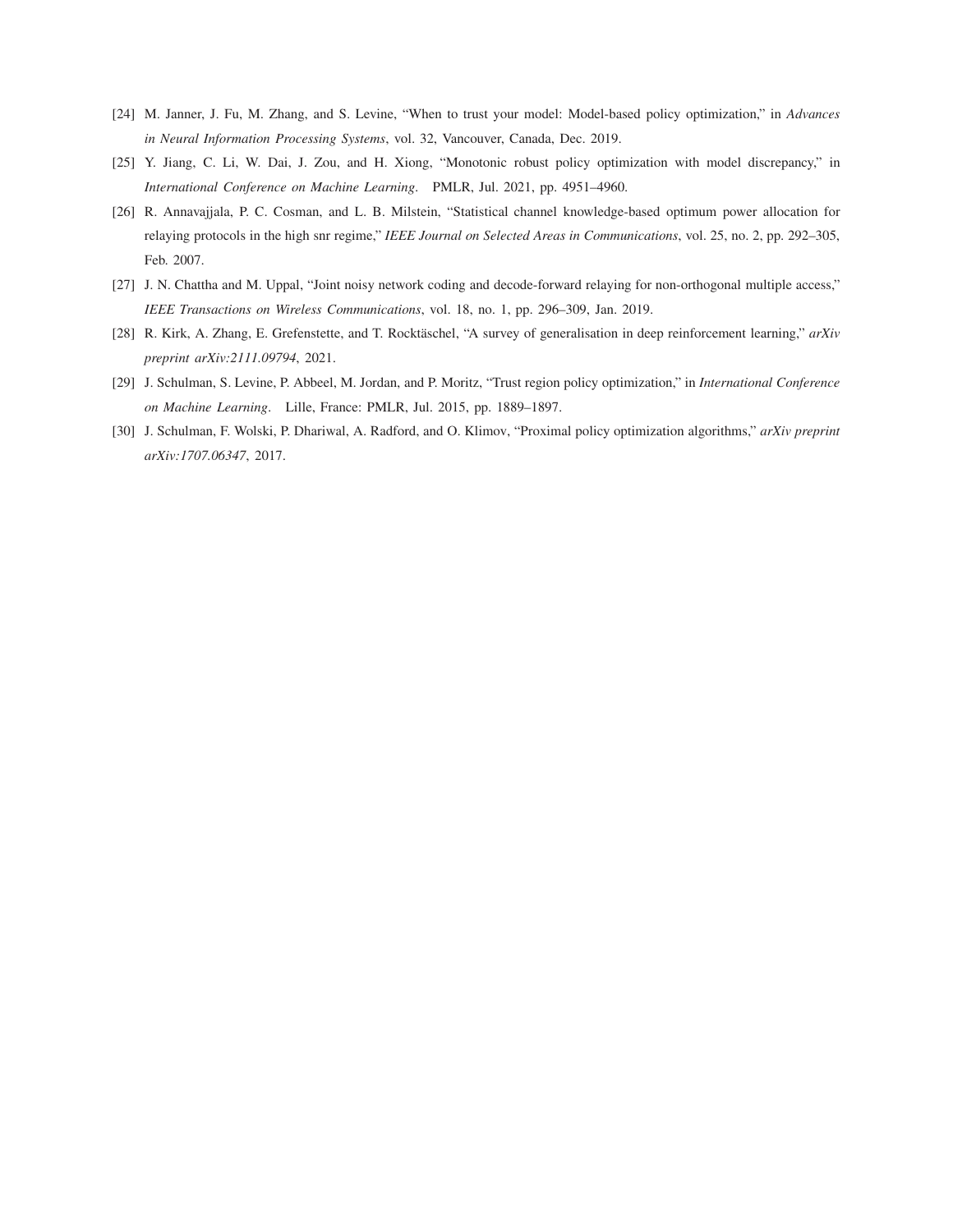[24] M. Janner, J. Fu, M. Zhang, and S. Levine, "When to trust your model: Model-based policy optimization," in *Advances in Neural Information Processing Systems*, vol. 32, Vancouver, Canada, Dec. 2019.

[25] Y. Jiang, C. Li, W. Dai, J. Zou, and H. Xiong, "Monotonic robust policy optimization with model discrepancy," in *International Conference on Machine Learning*. PMLR, Jul. 2021, pp. 4951–4960.

[26] R. Annavajjala, P. C. Cosman, and L. B. Milstein, "Statistical channel knowledge-based optimum power allocation for relaying protocols in the high snr regime," *IEEE Journal on Selected Areas in Communications*, vol. 25, no. 2, pp. 292–305, Feb. 2007.

[27] J. N. Chattha and M. Uppal, "Joint noisy network coding and decode-forward relaying for non-orthogonal multiple access," *IEEE Transactions on Wireless Communications*, vol. 18, no. 1, pp. 296–309, Jan. 2019.

[28] R. Kirk, A. Zhang, E. Grefenstette, and T. Rocktäschel, "A survey of generalisation in deep reinforcement learning," *arXiv preprint arXiv:2111.09794*, 2021.

[29] J. Schulman, S. Levine, P. Abbeel, M. Jordan, and P. Moritz, "Trust region policy optimization," in *International Conference on Machine Learning*. Lille, France: PMLR, Jul. 2015, pp. 1889–1897.

[30] J. Schulman, F. Wolski, P. Dhariwal, A. Radford, and O. Klimov, "Proximal policy optimization algorithms," *arXiv preprint arXiv:1707.06347*, 2017.